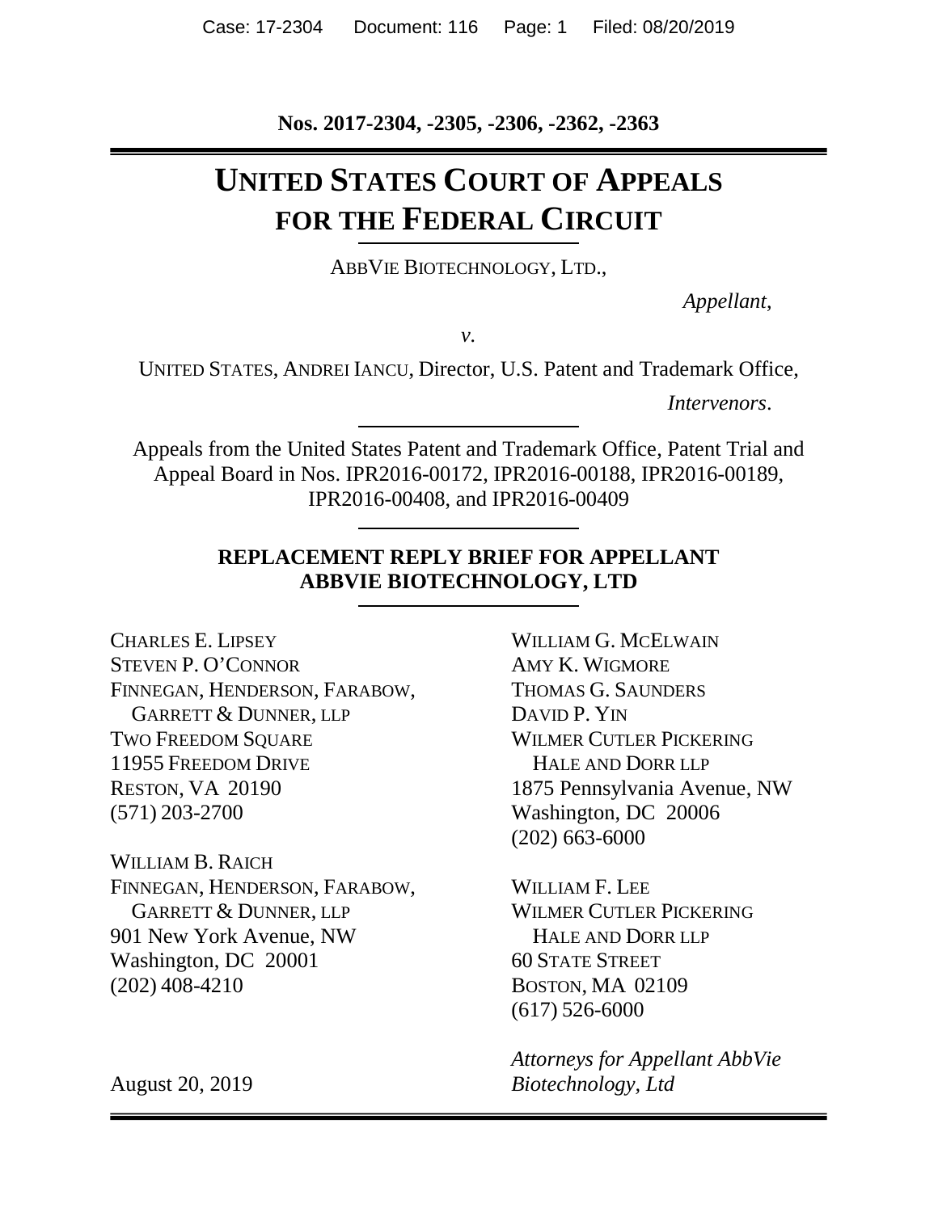**Nos. 2017-2304, -2305, -2306, -2362, -2363**

# UNITED STATES COURT OF APPEALS FOR THE FEDERAL CIRCUIT

ABBVIE BIOTECHNOLOGY, LTD.,

*Appellant*,

*v.*

UNITED STATES, ANDREI IANCU, Director, U.S. Patent and Trademark Office,

*Intervenors*.

Appeals from the United States Patent and Trademark Office, Patent Trial and Appeal Board in Nos. IPR2016-00172, IPR2016-00188, IPR2016-00189, IPR2016-00408, and IPR2016-00409

## REPLACEMENT REPLY BRIEF FOR APPELLANT ABBVIE BIOTECHNOLOGY, LTD

CHARLES E. LIPSEY
STEVEN P. O'CONNOR
FINNEGAN, HENDERSON, FARABOW, GARRETT & DUNNER, LLP
TWO FREEDOM SQUARE
11955 FREEDOM DRIVE
RESTON, VA 20190
(571) 203-2700

WILLIAM B. RAICH
FINNEGAN, HENDERSON, FARABOW, GARRETT & DUNNER, LLP
901 New York Avenue, NW
Washington, DC 20001
(202) 408-4210

WILLIAM G. MCELWAIN
AMY K. WIGMORE
THOMAS G. SAUNDERS
DAVID P. YIN
WILMER CUTLER PICKERING HALE AND DORR LLP
1875 Pennsylvania Avenue, NW
Washington, DC 20006
(202) 663-6000

WILLIAM F. LEE
WILMER CUTLER PICKERING HALE AND DORR LLP
60 STATE STREET
BOSTON, MA 02109
(617) 526-6000

*Attorneys for Appellant AbbVie Biotechnology, Ltd*

August 20, 2019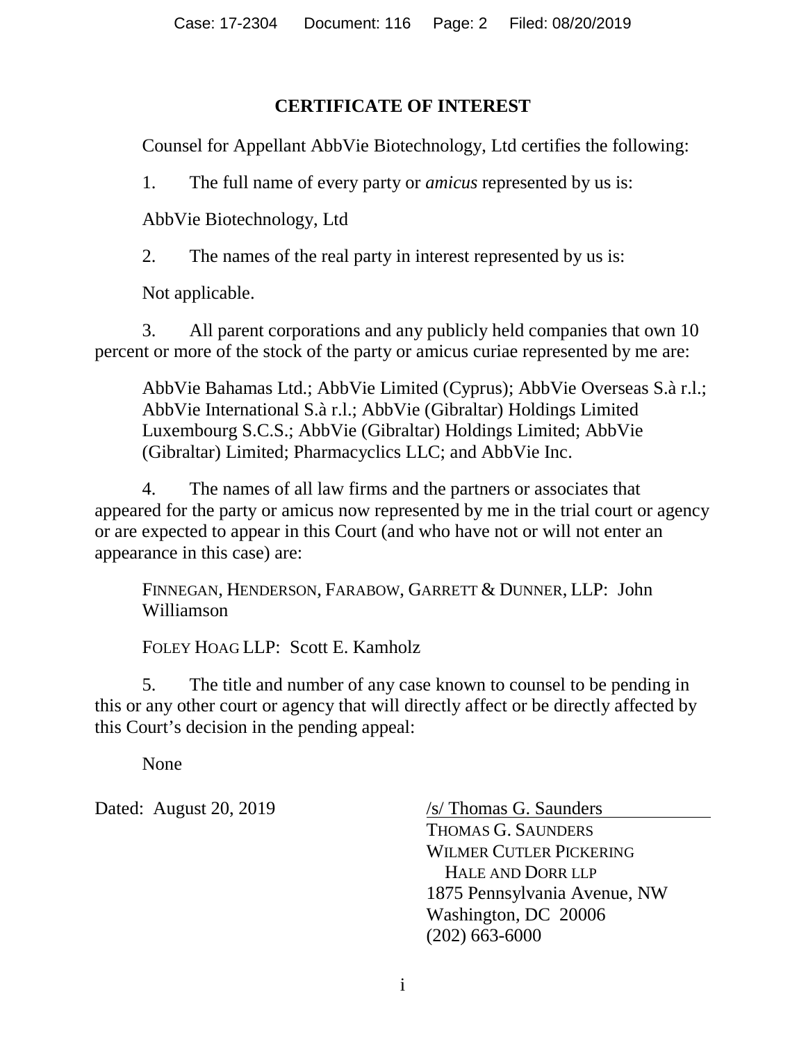# CERTIFICATE OF INTEREST

Counsel for Appellant AbbVie Biotechnology, Ltd certifies the following:

1. The full name of every party or *amicus* represented by us is:

AbbVie Biotechnology, Ltd

2. The names of the real party in interest represented by us is:

Not applicable.

3. All parent corporations and any publicly held companies that own 10 percent or more of the stock of the party or amicus curiae represented by me are:

AbbVie Bahamas Ltd.; AbbVie Limited (Cyprus); AbbVie Overseas S.à r.l.; AbbVie International S.à r.l.; AbbVie (Gibraltar) Holdings Limited Luxembourg S.C.S.; AbbVie (Gibraltar) Holdings Limited; AbbVie (Gibraltar) Limited; Pharmacyclics LLC; and AbbVie Inc.

4. The names of all law firms and the partners or associates that appeared for the party or amicus now represented by me in the trial court or agency or are expected to appear in this Court (and who have not or will not enter an appearance in this case) are:

FINNEGAN, HENDERSON, FARABOW, GARRETT & DUNNER, LLP: John Williamson

FOLEY HOAG LLP: Scott E. Kamholz

5. The title and number of any case known to counsel to be pending in this or any other court or agency that will directly affect or be directly affected by this Court's decision in the pending appeal:

None

Dated: August 20, 2019

/s/ Thomas G. Saunders
THOMAS G. SAUNDERS
WILMER CUTLER PICKERING
HALE AND DORR LLP
1875 Pennsylvania Avenue, NW
Washington, DC 20006
(202) 663-6000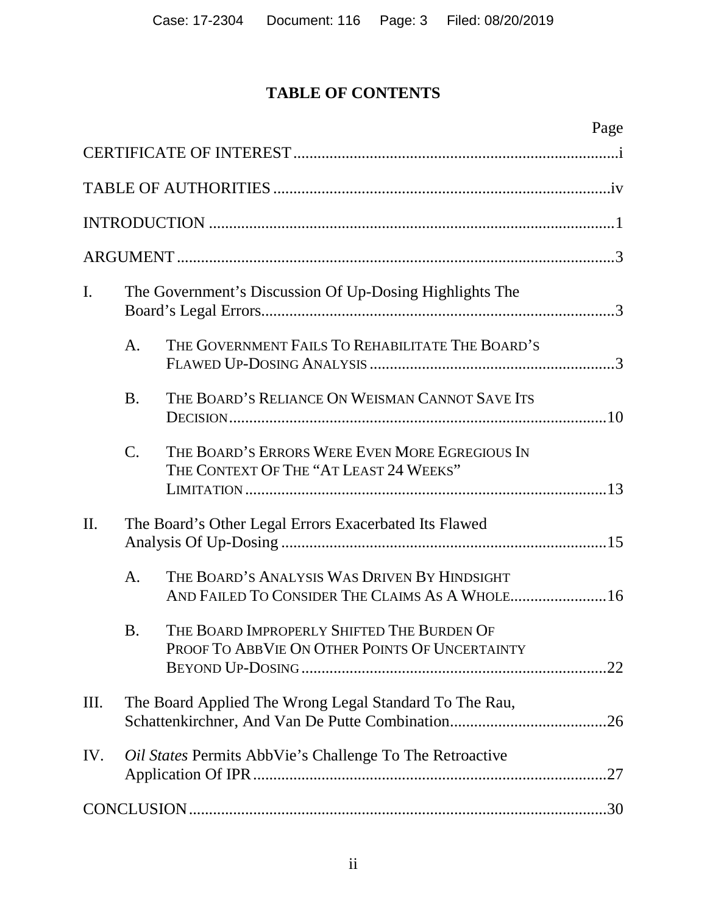# TABLE OF CONTENTS

| | Page |
|---|---|
| CERTIFICATE OF INTEREST | i |
| TABLE OF AUTHORITIES | iv |
| INTRODUCTION | 1 |
| ARGUMENT | 3 |
| I. The Government's Discussion Of Up-Dosing Highlights The Board's Legal Errors | 3 |
| A. THE GOVERNMENT FAILS TO REHABILITATE THE BOARD'S FLAWED UP-DOSING ANALYSIS | 3 |
| B. THE BOARD'S RELIANCE ON WEISMAN CANNOT SAVE ITS DECISION | 10 |
| C. THE BOARD'S ERRORS WERE EVEN MORE EGREGIOUS IN THE CONTEXT OF THE "AT LEAST 24 WEEKS" LIMITATION | 13 |
| II. The Board's Other Legal Errors Exacerbated Its Flawed Analysis Of Up-Dosing | 15 |
| A. THE BOARD'S ANALYSIS WAS DRIVEN BY HINDSIGHT AND FAILED TO CONSIDER THE CLAIMS AS A WHOLE | 16 |
| B. THE BOARD IMPROPERLY SHIFTED THE BURDEN OF PROOF TO ABBVIE ON OTHER POINTS OF UNCERTAINTY BEYOND UP-DOSING | 22 |
| III. The Board Applied The Wrong Legal Standard To The Rau, Schattenkirchner, And Van De Putte Combination | 26 |
| IV. *Oil States* Permits AbbVie's Challenge To The Retroactive Application Of IPR | 27 |
| CONCLUSION | 30 |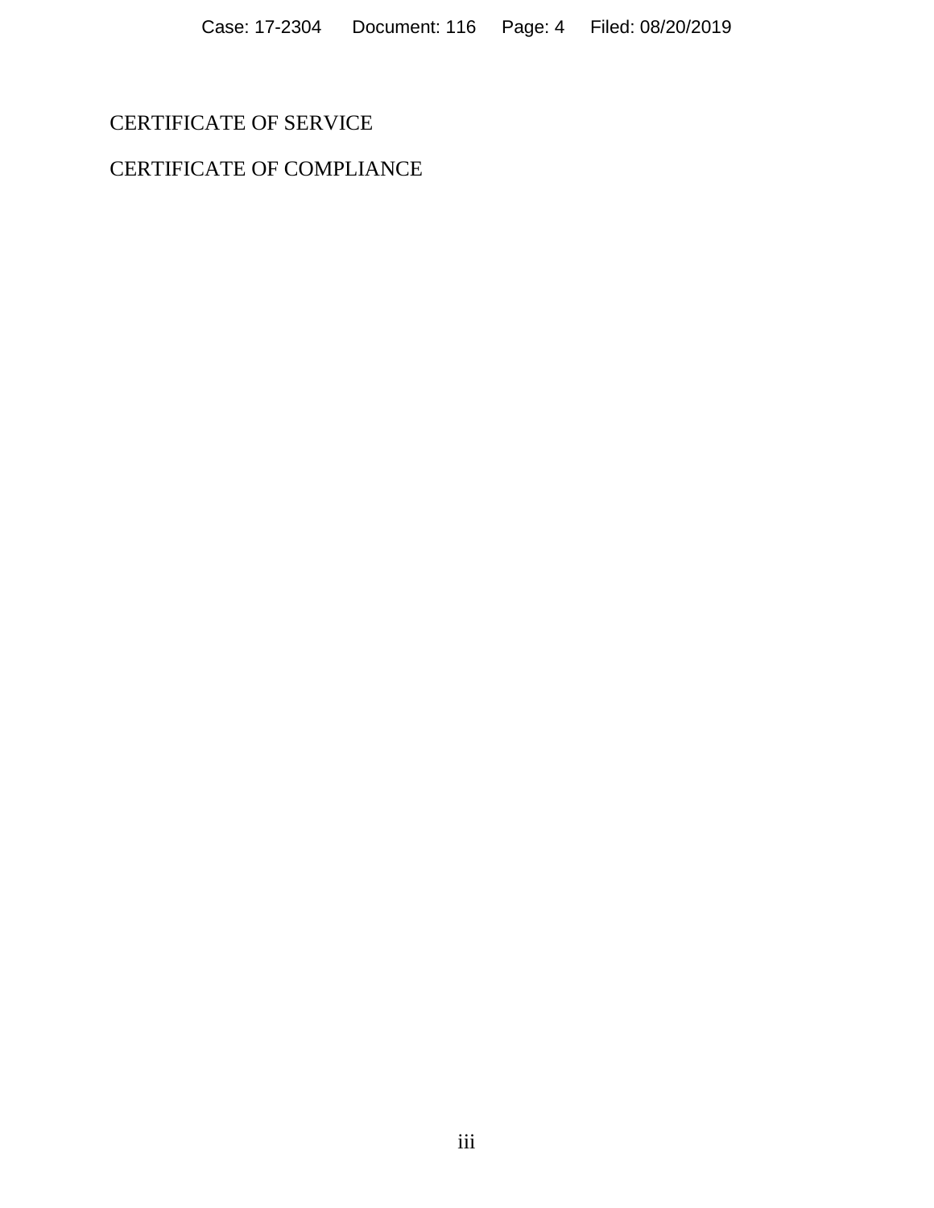CERTIFICATE OF SERVICE

CERTIFICATE OF COMPLIANCE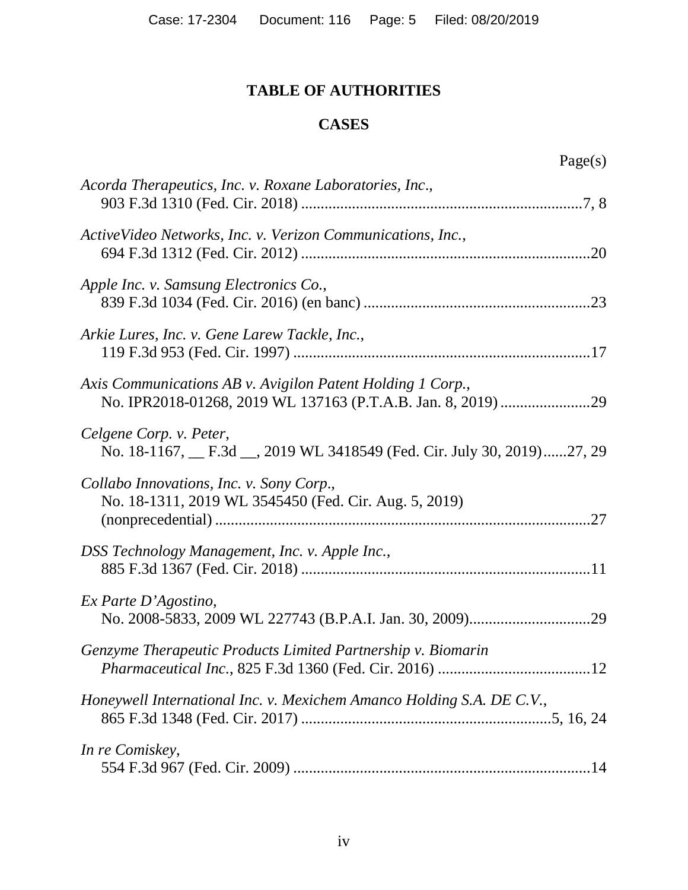# TABLE OF AUTHORITIES

## CASES

Page(s)

*Acorda Therapeutics, Inc. v. Roxane Laboratories, Inc.*,
903 F.3d 1310 (Fed. Cir. 2018) ........................................................................7, 8

*ActiveVideo Networks, Inc. v. Verizon Communications, Inc.*,
694 F.3d 1312 (Fed. Cir. 2012) ..........................................................................20

*Apple Inc. v. Samsung Electronics Co.*,
839 F.3d 1034 (Fed. Cir. 2016) (en banc) ..........................................................23

*Arkie Lures, Inc. v. Gene Larew Tackle, Inc.*,
119 F.3d 953 (Fed. Cir. 1997) ............................................................................17

*Axis Communications AB v. Avigilon Patent Holding 1 Corp.*,
No. IPR2018-01268, 2019 WL 137163 (P.T.A.B. Jan. 8, 2019) .......................29

*Celgene Corp. v. Peter*,
No. 18-1167, __ F.3d __, 2019 WL 3418549 (Fed. Cir. July 30, 2019)......27, 29

*Collabo Innovations, Inc. v. Sony Corp.*,
No. 18-1311, 2019 WL 3545450 (Fed. Cir. Aug. 5, 2019)
(nonprecedential) ................................................................................................27

*DSS Technology Management, Inc. v. Apple Inc.*,
885 F.3d 1367 (Fed. Cir. 2018) ..........................................................................11

*Ex Parte D'Agostino*,
No. 2008-5833, 2009 WL 227743 (B.P.A.I. Jan. 30, 2009)...............................29

*Genzyme Therapeutic Products Limited Partnership v. Biomarin Pharmaceutical Inc.*, 825 F.3d 1360 (Fed. Cir. 2016) .......................................12

*Honeywell International Inc. v. Mexichem Amanco Holding S.A. DE C.V.*,
865 F.3d 1348 (Fed. Cir. 2017) ...............................................................5, 16, 24

*In re Comiskey*,
554 F.3d 967 (Fed. Cir. 2009) ............................................................................14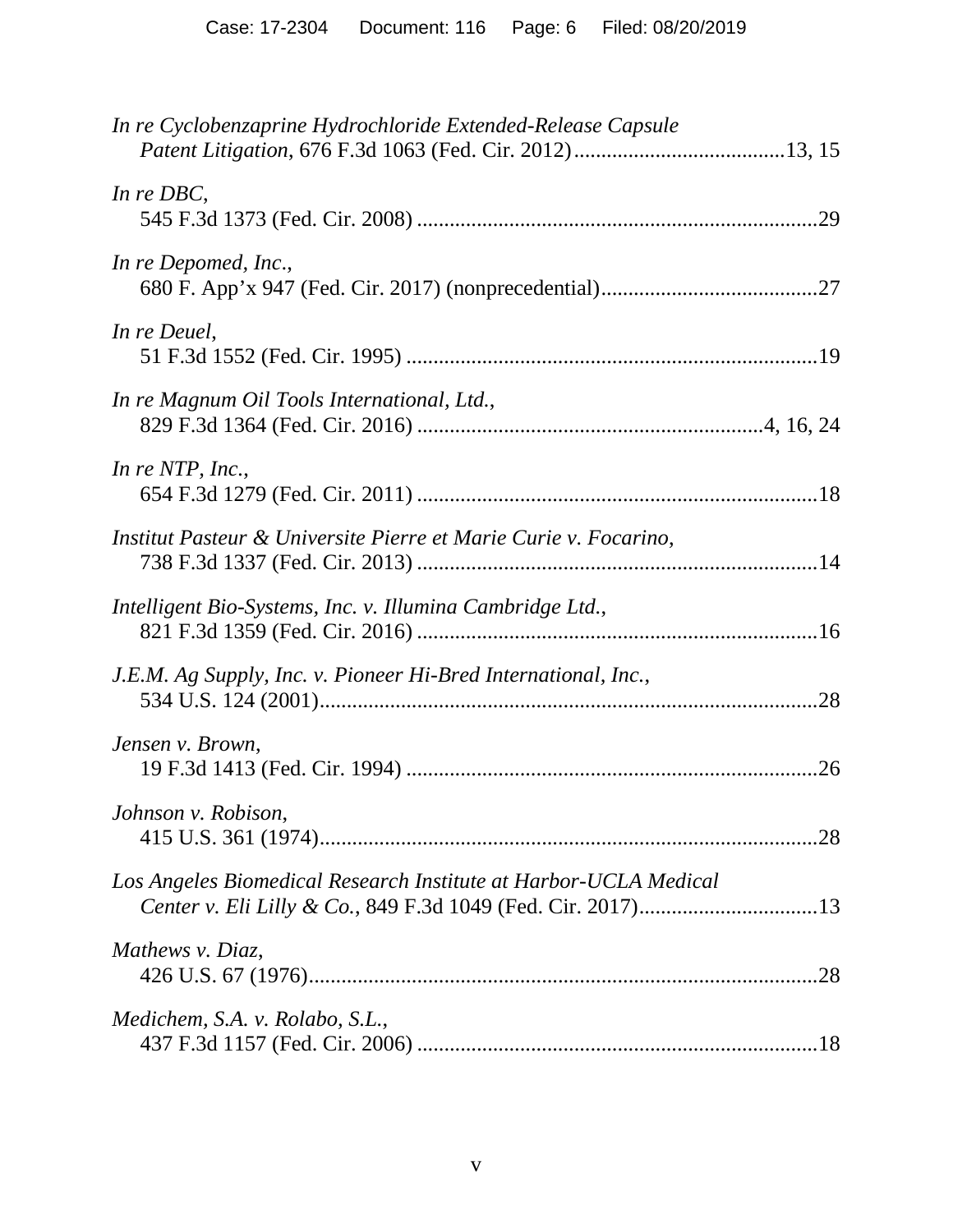*In re Cyclobenzaprine Hydrochloride Extended-Release Capsule Patent Litigation*, 676 F.3d 1063 (Fed. Cir. 2012).......................................13, 15

*In re DBC*, 545 F.3d 1373 (Fed. Cir. 2008).........................................................................29

*In re Depomed, Inc*., 680 F. App'x 947 (Fed. Cir. 2017) (nonprecedential).......................................27

*In re Deuel*, 51 F.3d 1552 (Fed. Cir. 1995)...........................................................................19

*In re Magnum Oil Tools International, Ltd.*, 829 F.3d 1364 (Fed. Cir. 2016).............................................................4, 16, 24

*In re NTP, Inc.*, 654 F.3d 1279 (Fed. Cir. 2011).........................................................................18

*Institut Pasteur & Universite Pierre et Marie Curie v. Focarino*, 738 F.3d 1337 (Fed. Cir. 2013).........................................................................14

*Intelligent Bio-Systems, Inc. v. Illumina Cambridge Ltd.*, 821 F.3d 1359 (Fed. Cir. 2016).........................................................................16

*J.E.M. Ag Supply, Inc. v. Pioneer Hi-Bred International, Inc.*, 534 U.S. 124 (2001)...........................................................................................28

*Jensen v. Brown*, 19 F.3d 1413 (Fed. Cir. 1994)...........................................................................26

*Johnson v. Robison*, 415 U.S. 361 (1974)...........................................................................................28

*Los Angeles Biomedical Research Institute at Harbor-UCLA Medical Center v. Eli Lilly & Co.*, 849 F.3d 1049 (Fed. Cir. 2017)................................13

*Mathews v. Diaz*, 426 U.S. 67 (1976).............................................................................................28

*Medichem, S.A. v. Rolabo, S.L.*, 437 F.3d 1157 (Fed. Cir. 2006).........................................................................18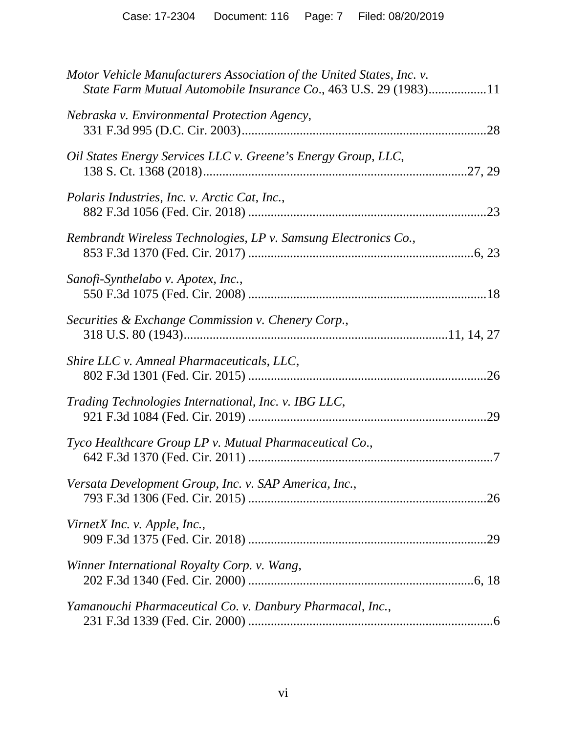*Motor Vehicle Manufacturers Association of the United States, Inc. v. State Farm Mutual Automobile Insurance Co*., 463 U.S. 29 (1983).................11

*Nebraska v. Environmental Protection Agency*,
331 F.3d 995 (D.C. Cir. 2003)..........................................................................28

*Oil States Energy Services LLC v. Greene's Energy Group, LLC*,
138 S. Ct. 1368 (2018)...............................................................................27, 29

*Polaris Industries, Inc. v. Arctic Cat, Inc.*,
882 F.3d 1056 (Fed. Cir. 2018) .......................................................................23

*Rembrandt Wireless Technologies, LP v. Samsung Electronics Co.*,
853 F.3d 1370 (Fed. Cir. 2017) ....................................................................6, 23

*Sanofi-Synthelabo v. Apotex, Inc.*,
550 F.3d 1075 (Fed. Cir. 2008) .......................................................................18

*Securities & Exchange Commission v. Chenery Corp.*,
318 U.S. 80 (1943)..............................................................................11, 14, 27

*Shire LLC v. Amneal Pharmaceuticals, LLC*,
802 F.3d 1301 (Fed. Cir. 2015) .......................................................................26

*Trading Technologies International, Inc. v. IBG LLC*,
921 F.3d 1084 (Fed. Cir. 2019) .......................................................................29

*Tyco Healthcare Group LP v. Mutual Pharmaceutical Co.*,
642 F.3d 1370 (Fed. Cir. 2011) .........................................................................7

*Versata Development Group, Inc. v. SAP America, Inc.*,
793 F.3d 1306 (Fed. Cir. 2015) .......................................................................26

*VirnetX Inc. v. Apple, Inc.*,
909 F.3d 1375 (Fed. Cir. 2018) .......................................................................29

*Winner International Royalty Corp. v. Wang*,
202 F.3d 1340 (Fed. Cir. 2000) ....................................................................6, 18

*Yamanouchi Pharmaceutical Co. v. Danbury Pharmacal, Inc.*,
231 F.3d 1339 (Fed. Cir. 2000) .........................................................................6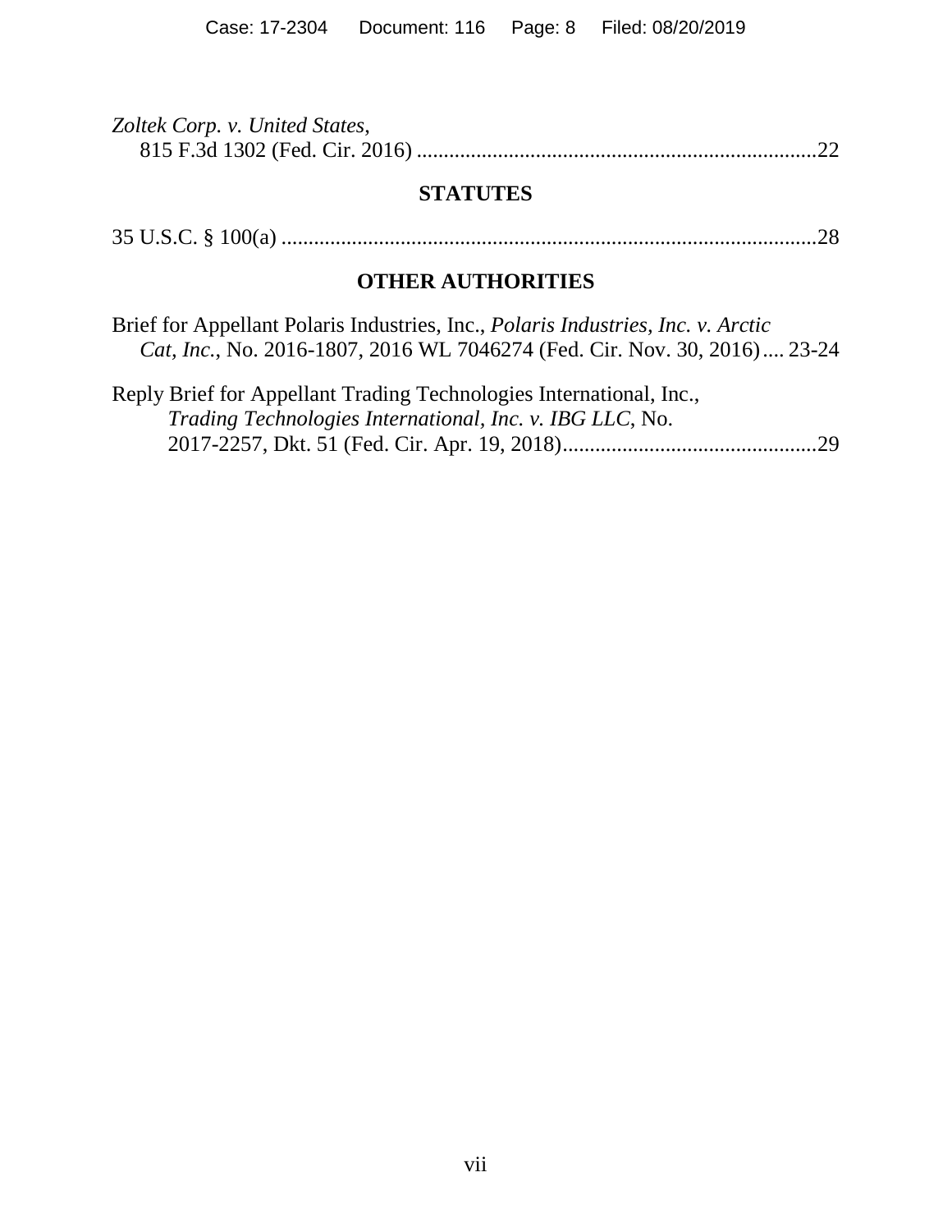*Zoltek Corp. v. United States*,
815 F.3d 1302 (Fed. Cir. 2016) ........................................................................22

## STATUTES

35 U.S.C. § 100(a) ..................................................................................................28

## OTHER AUTHORITIES

Brief for Appellant Polaris Industries, Inc., *Polaris Industries, Inc. v. Arctic Cat, Inc.*, No. 2016-1807, 2016 WL 7046274 (Fed. Cir. Nov. 30, 2016).... 23-24

Reply Brief for Appellant Trading Technologies International, Inc., *Trading Technologies International, Inc. v. IBG LLC*, No. 2017-2257, Dkt. 51 (Fed. Cir. Apr. 19, 2018)...............................................29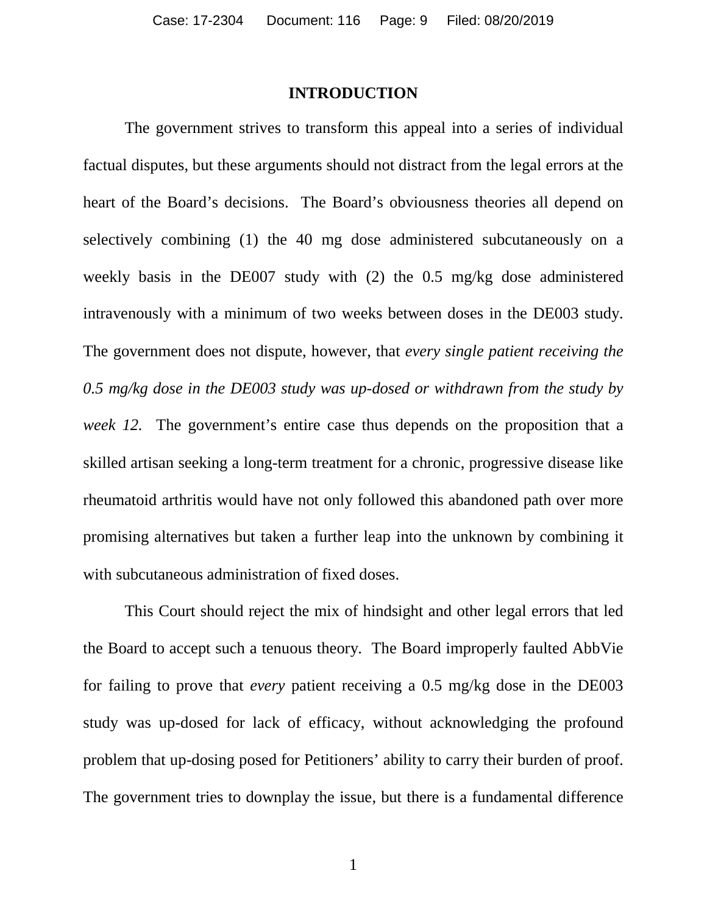## INTRODUCTION

The government strives to transform this appeal into a series of individual factual disputes, but these arguments should not distract from the legal errors at the heart of the Board's decisions. The Board's obviousness theories all depend on selectively combining (1) the 40 mg dose administered subcutaneously on a weekly basis in the DE007 study with (2) the 0.5 mg/kg dose administered intravenously with a minimum of two weeks between doses in the DE003 study. The government does not dispute, however, that *every single patient receiving the 0.5 mg/kg dose in the DE003 study was up-dosed or withdrawn from the study by week 12*. The government's entire case thus depends on the proposition that a skilled artisan seeking a long-term treatment for a chronic, progressive disease like rheumatoid arthritis would have not only followed this abandoned path over more promising alternatives but taken a further leap into the unknown by combining it with subcutaneous administration of fixed doses.

This Court should reject the mix of hindsight and other legal errors that led the Board to accept such a tenuous theory. The Board improperly faulted AbbVie for failing to prove that *every* patient receiving a 0.5 mg/kg dose in the DE003 study was up-dosed for lack of efficacy, without acknowledging the profound problem that up-dosing posed for Petitioners' ability to carry their burden of proof. The government tries to downplay the issue, but there is a fundamental difference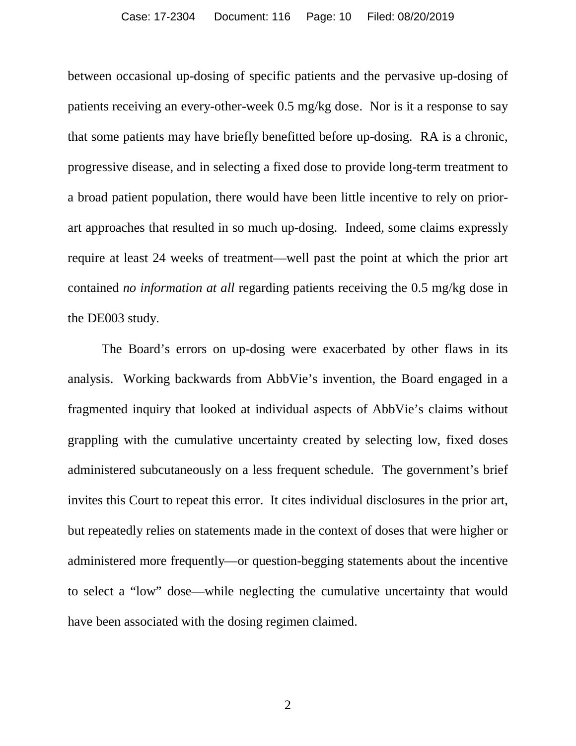between occasional up-dosing of specific patients and the pervasive up-dosing of patients receiving an every-other-week 0.5 mg/kg dose. Nor is it a response to say that some patients may have briefly benefitted before up-dosing. RA is a chronic, progressive disease, and in selecting a fixed dose to provide long-term treatment to a broad patient population, there would have been little incentive to rely on prior-art approaches that resulted in so much up-dosing. Indeed, some claims expressly require at least 24 weeks of treatment—well past the point at which the prior art contained *no information at all* regarding patients receiving the 0.5 mg/kg dose in the DE003 study.

The Board's errors on up-dosing were exacerbated by other flaws in its analysis. Working backwards from AbbVie's invention, the Board engaged in a fragmented inquiry that looked at individual aspects of AbbVie's claims without grappling with the cumulative uncertainty created by selecting low, fixed doses administered subcutaneously on a less frequent schedule. The government's brief invites this Court to repeat this error. It cites individual disclosures in the prior art, but repeatedly relies on statements made in the context of doses that were higher or administered more frequently—or question-begging statements about the incentive to select a "low" dose—while neglecting the cumulative uncertainty that would have been associated with the dosing regimen claimed.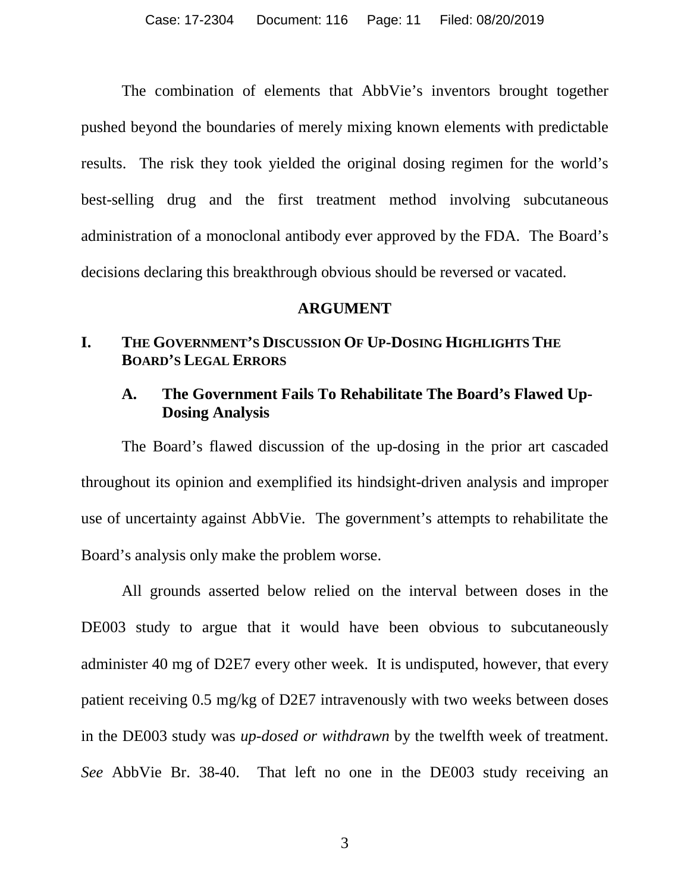The combination of elements that AbbVie's inventors brought together pushed beyond the boundaries of merely mixing known elements with predictable results. The risk they took yielded the original dosing regimen for the world's best-selling drug and the first treatment method involving subcutaneous administration of a monoclonal antibody ever approved by the FDA. The Board's decisions declaring this breakthrough obvious should be reversed or vacated.

## ARGUMENT

### I. THE GOVERNMENT'S DISCUSSION OF UP-DOSING HIGHLIGHTS THE BOARD'S LEGAL ERRORS

#### A. The Government Fails To Rehabilitate The Board's Flawed Up-Dosing Analysis

The Board's flawed discussion of the up-dosing in the prior art cascaded throughout its opinion and exemplified its hindsight-driven analysis and improper use of uncertainty against AbbVie. The government's attempts to rehabilitate the Board's analysis only make the problem worse.

All grounds asserted below relied on the interval between doses in the DE003 study to argue that it would have been obvious to subcutaneously administer 40 mg of D2E7 every other week. It is undisputed, however, that every patient receiving 0.5 mg/kg of D2E7 intravenously with two weeks between doses in the DE003 study was *up-dosed or withdrawn* by the twelfth week of treatment. *See* AbbVie Br. 38-40. That left no one in the DE003 study receiving an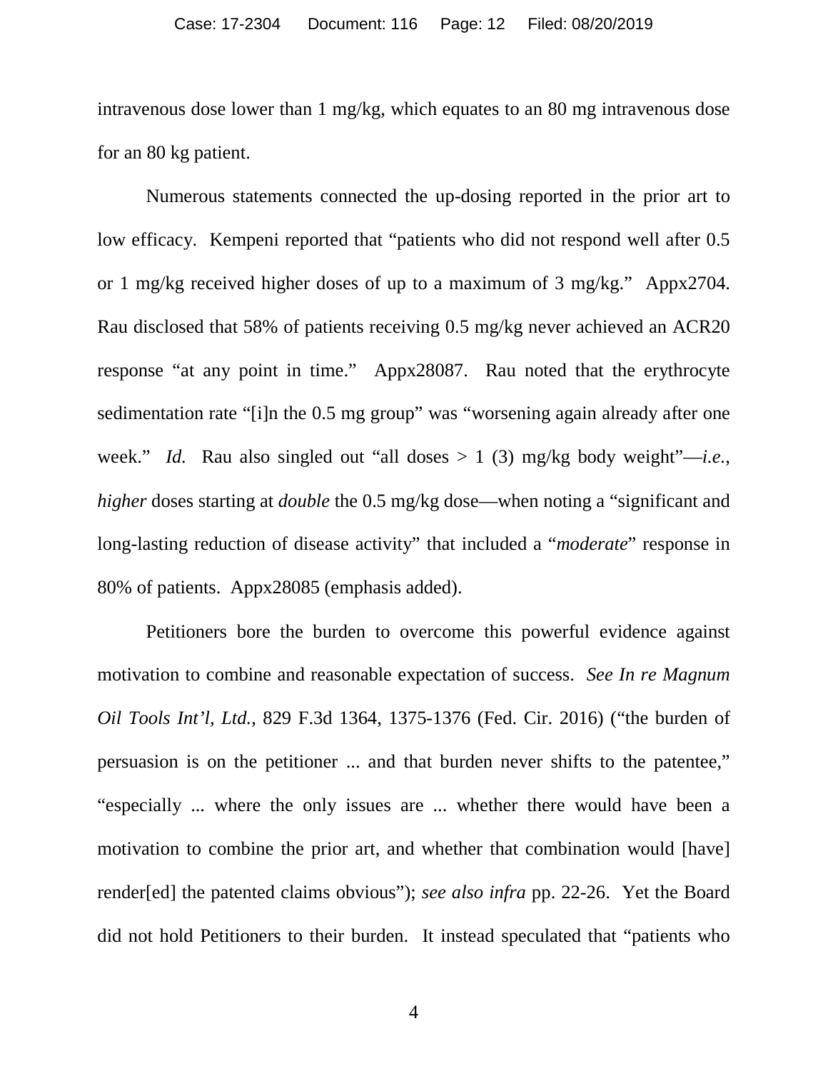intravenous dose lower than 1 mg/kg, which equates to an 80 mg intravenous dose for an 80 kg patient.

Numerous statements connected the up-dosing reported in the prior art to low efficacy. Kempeni reported that "patients who did not respond well after 0.5 or 1 mg/kg received higher doses of up to a maximum of 3 mg/kg." Appx2704. Rau disclosed that 58% of patients receiving 0.5 mg/kg never achieved an ACR20 response "at any point in time." Appx28087. Rau noted that the erythrocyte sedimentation rate "[i]n the 0.5 mg group" was "worsening again already after one week." *Id.* Rau also singled out "all doses > 1 (3) mg/kg body weight"—*i.e.*, *higher* doses starting at *double* the 0.5 mg/kg dose—when noting a "significant and long-lasting reduction of disease activity" that included a "*moderate*" response in 80% of patients. Appx28085 (emphasis added).

Petitioners bore the burden to overcome this powerful evidence against motivation to combine and reasonable expectation of success. *See In re Magnum Oil Tools Int'l, Ltd.*, 829 F.3d 1364, 1375-1376 (Fed. Cir. 2016) ("the burden of persuasion is on the petitioner ... and that burden never shifts to the patentee," "especially ... where the only issues are ... whether there would have been a motivation to combine the prior art, and whether that combination would [have] render[ed] the patented claims obvious"); *see also infra* pp. 22-26. Yet the Board did not hold Petitioners to their burden. It instead speculated that "patients who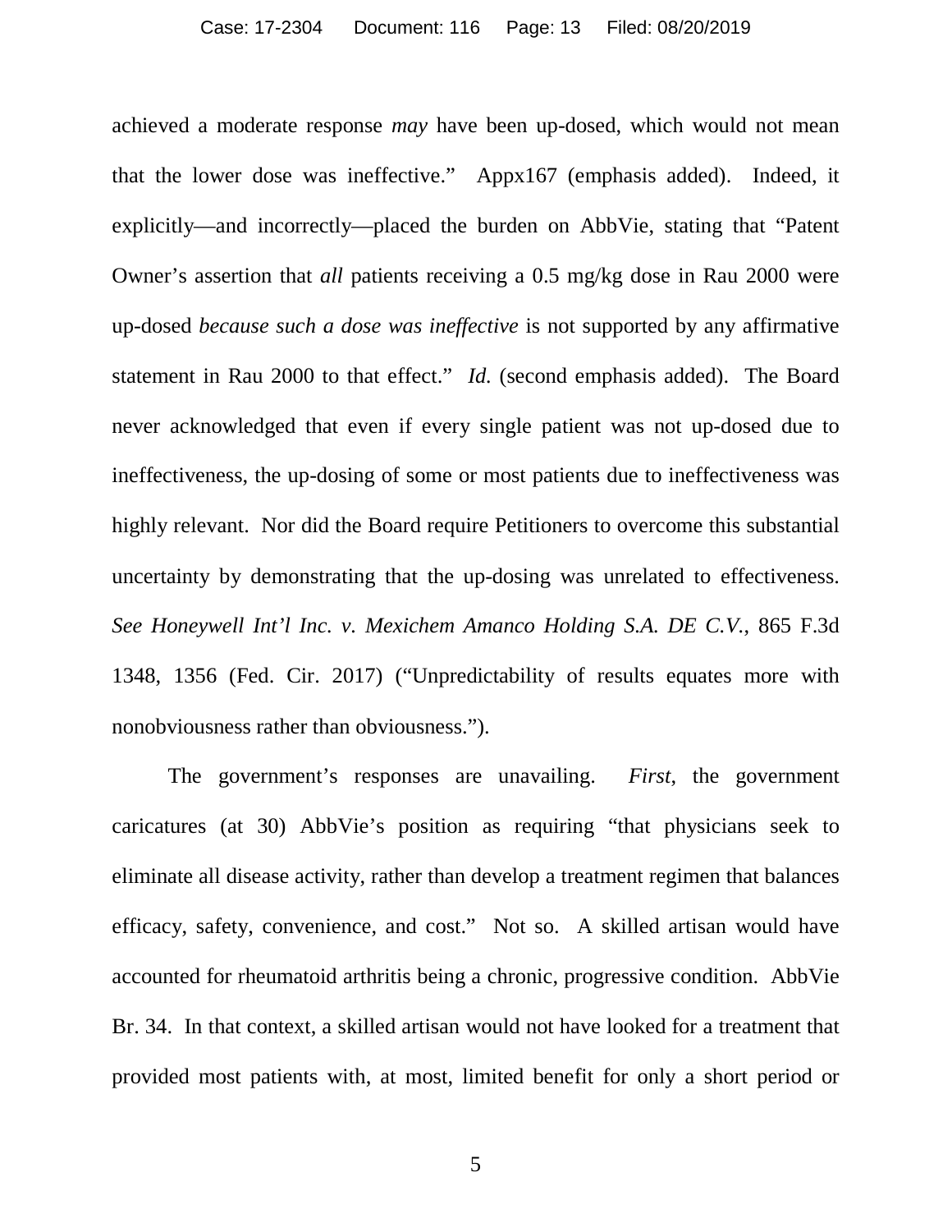achieved a moderate response *may* have been up-dosed, which would not mean that the lower dose was ineffective." Appx167 (emphasis added). Indeed, it explicitly—and incorrectly—placed the burden on AbbVie, stating that "Patent Owner's assertion that *all* patients receiving a 0.5 mg/kg dose in Rau 2000 were up-dosed *because such a dose was ineffective* is not supported by any affirmative statement in Rau 2000 to that effect." *Id.* (second emphasis added). The Board never acknowledged that even if every single patient was not up-dosed due to ineffectiveness, the up-dosing of some or most patients due to ineffectiveness was highly relevant. Nor did the Board require Petitioners to overcome this substantial uncertainty by demonstrating that the up-dosing was unrelated to effectiveness. *See Honeywell Int'l Inc. v. Mexichem Amanco Holding S.A. DE C.V.*, 865 F.3d 1348, 1356 (Fed. Cir. 2017) ("Unpredictability of results equates more with nonobviousness rather than obviousness.").

The government's responses are unavailing. *First*, the government caricatures (at 30) AbbVie's position as requiring "that physicians seek to eliminate all disease activity, rather than develop a treatment regimen that balances efficacy, safety, convenience, and cost." Not so. A skilled artisan would have accounted for rheumatoid arthritis being a chronic, progressive condition. AbbVie Br. 34. In that context, a skilled artisan would not have looked for a treatment that provided most patients with, at most, limited benefit for only a short period or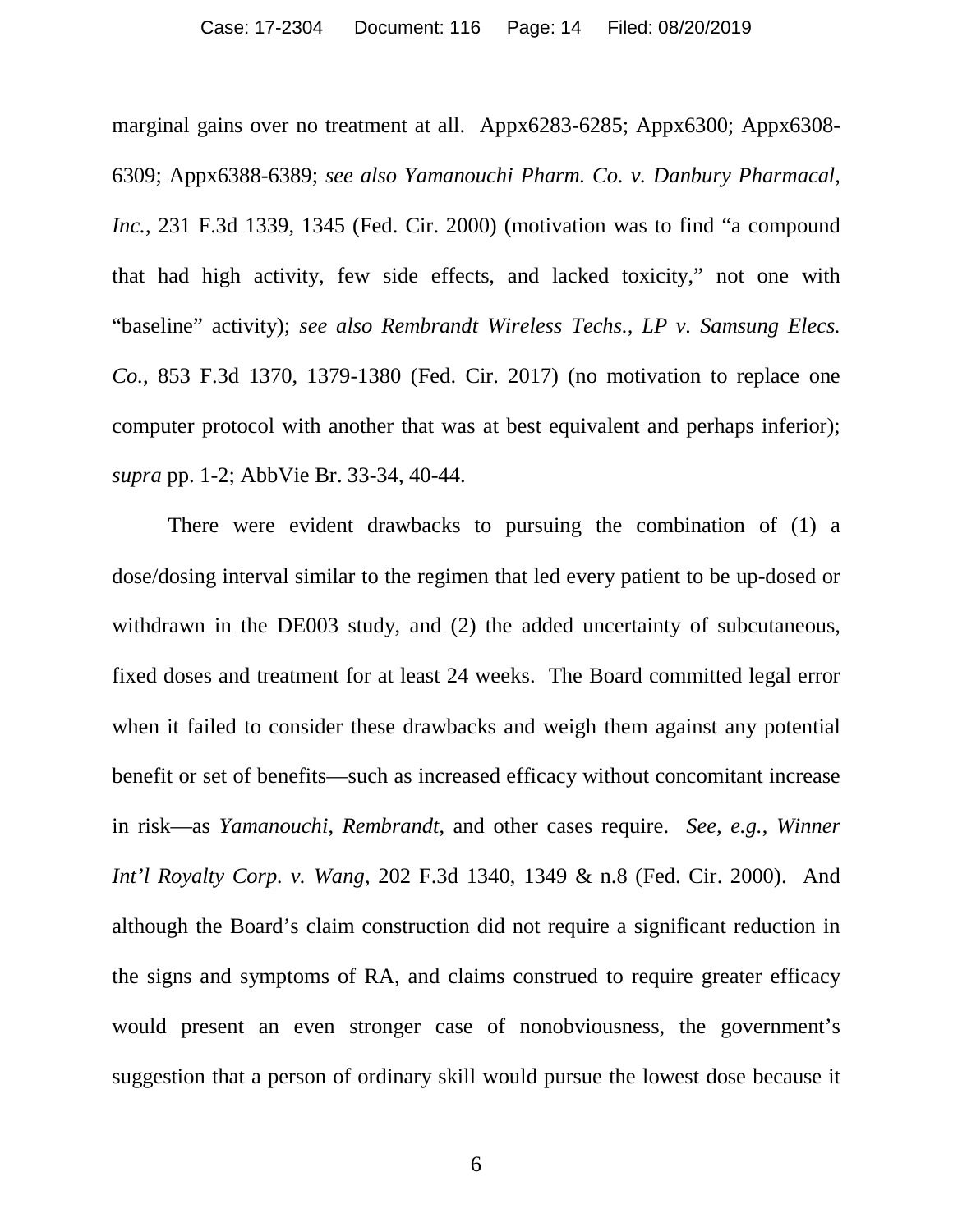marginal gains over no treatment at all. Appx6283-6285; Appx6300; Appx6308-6309; Appx6388-6389; *see also Yamanouchi Pharm. Co. v. Danbury Pharmacal, Inc.*, 231 F.3d 1339, 1345 (Fed. Cir. 2000) (motivation was to find "a compound that had high activity, few side effects, and lacked toxicity," not one with "baseline" activity); *see also Rembrandt Wireless Techs., LP v. Samsung Elecs. Co.*, 853 F.3d 1370, 1379-1380 (Fed. Cir. 2017) (no motivation to replace one computer protocol with another that was at best equivalent and perhaps inferior); *supra* pp. 1-2; AbbVie Br. 33-34, 40-44.

There were evident drawbacks to pursuing the combination of (1) a dose/dosing interval similar to the regimen that led every patient to be up-dosed or withdrawn in the DE003 study, and (2) the added uncertainty of subcutaneous, fixed doses and treatment for at least 24 weeks. The Board committed legal error when it failed to consider these drawbacks and weigh them against any potential benefit or set of benefits—such as increased efficacy without concomitant increase in risk—as *Yamanouchi*, *Rembrandt*, and other cases require. *See, e.g.*, *Winner Int'l Royalty Corp. v. Wang*, 202 F.3d 1340, 1349 & n.8 (Fed. Cir. 2000). And although the Board's claim construction did not require a significant reduction in the signs and symptoms of RA, and claims construed to require greater efficacy would present an even stronger case of nonobviousness, the government's suggestion that a person of ordinary skill would pursue the lowest dose because it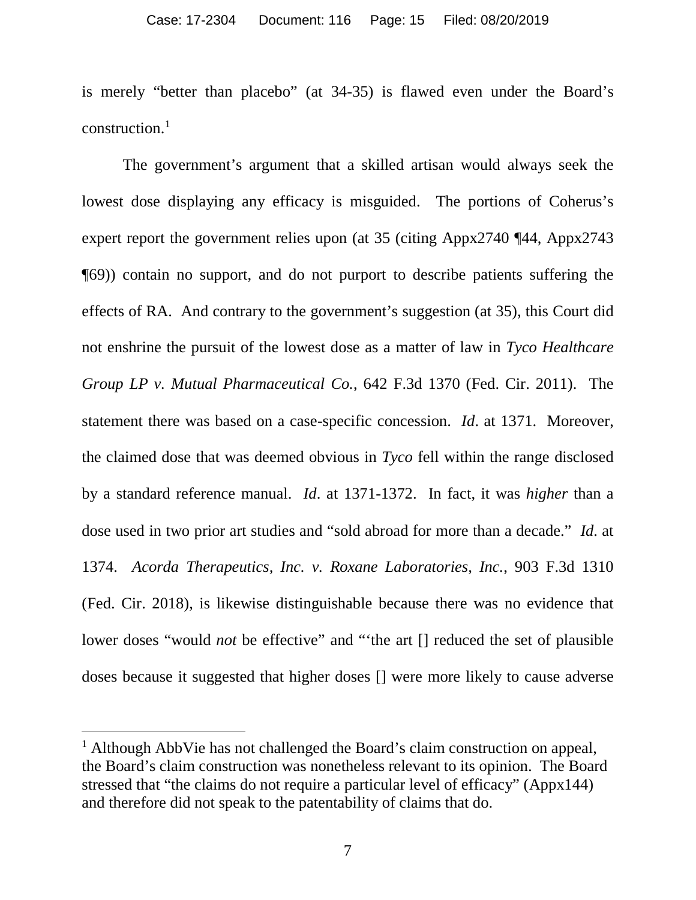is merely "better than placebo" (at 34-35) is flawed even under the Board's construction.[1]

The government's argument that a skilled artisan would always seek the lowest dose displaying any efficacy is misguided. The portions of Coherus's expert report the government relies upon (at 35 (citing Appx2740 ¶44, Appx2743 ¶69)) contain no support, and do not purport to describe patients suffering the effects of RA. And contrary to the government's suggestion (at 35), this Court did not enshrine the pursuit of the lowest dose as a matter of law in *Tyco Healthcare Group LP v. Mutual Pharmaceutical Co.*, 642 F.3d 1370 (Fed. Cir. 2011). The statement there was based on a case-specific concession. *Id*. at 1371. Moreover, the claimed dose that was deemed obvious in *Tyco* fell within the range disclosed by a standard reference manual. *Id*. at 1371-1372. In fact, it was *higher* than a dose used in two prior art studies and "sold abroad for more than a decade." *Id*. at 1374. *Acorda Therapeutics, Inc. v. Roxane Laboratories, Inc.*, 903 F.3d 1310 (Fed. Cir. 2018), is likewise distinguishable because there was no evidence that lower doses "would *not* be effective" and "'the art [] reduced the set of plausible doses because it suggested that higher doses [] were more likely to cause adverse

---

[1] Although AbbVie has not challenged the Board's claim construction on appeal, the Board's claim construction was nonetheless relevant to its opinion. The Board stressed that "the claims do not require a particular level of efficacy" (Appx144) and therefore did not speak to the patentability of claims that do.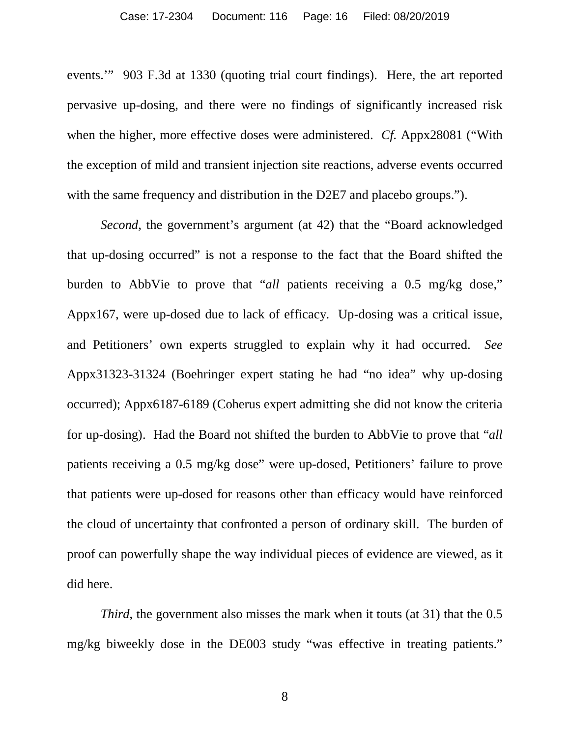events.'" 903 F.3d at 1330 (quoting trial court findings). Here, the art reported pervasive up-dosing, and there were no findings of significantly increased risk when the higher, more effective doses were administered. *Cf.* Appx28081 ("With the exception of mild and transient injection site reactions, adverse events occurred with the same frequency and distribution in the D2E7 and placebo groups.").

*Second*, the government's argument (at 42) that the "Board acknowledged that up-dosing occurred" is not a response to the fact that the Board shifted the burden to AbbVie to prove that "*all* patients receiving a 0.5 mg/kg dose," Appx167, were up-dosed due to lack of efficacy. Up-dosing was a critical issue, and Petitioners' own experts struggled to explain why it had occurred. *See* Appx31323-31324 (Boehringer expert stating he had "no idea" why up-dosing occurred); Appx6187-6189 (Coherus expert admitting she did not know the criteria for up-dosing). Had the Board not shifted the burden to AbbVie to prove that "*all* patients receiving a 0.5 mg/kg dose" were up-dosed, Petitioners' failure to prove that patients were up-dosed for reasons other than efficacy would have reinforced the cloud of uncertainty that confronted a person of ordinary skill. The burden of proof can powerfully shape the way individual pieces of evidence are viewed, as it did here.

*Third*, the government also misses the mark when it touts (at 31) that the 0.5 mg/kg biweekly dose in the DE003 study "was effective in treating patients."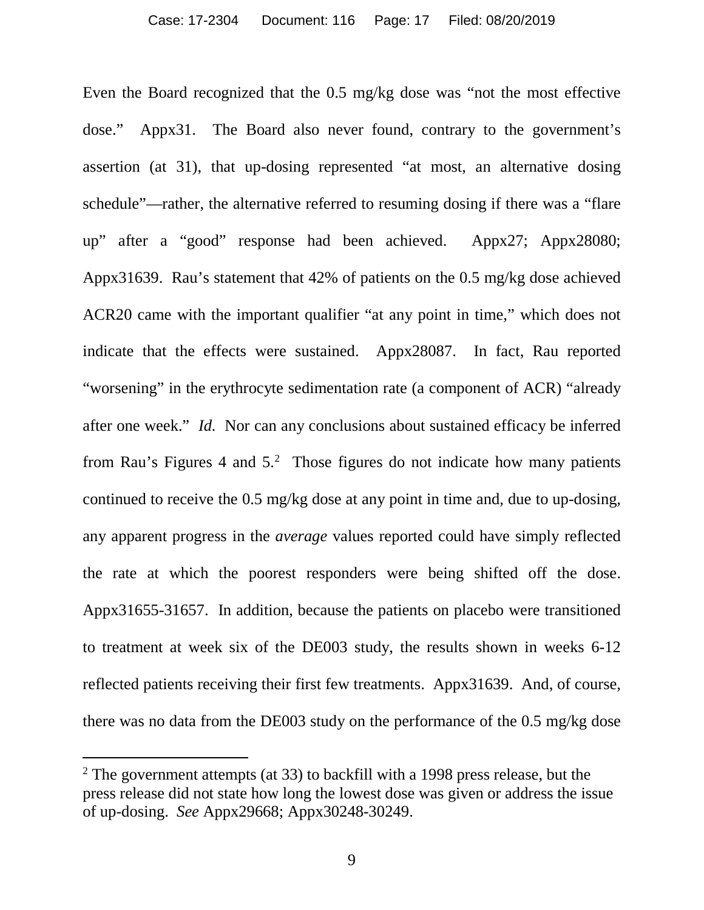Even the Board recognized that the 0.5 mg/kg dose was "not the most effective dose." Appx31. The Board also never found, contrary to the government's assertion (at 31), that up-dosing represented "at most, an alternative dosing schedule"—rather, the alternative referred to resuming dosing if there was a "flare up" after a "good" response had been achieved. Appx27; Appx28080; Appx31639. Rau's statement that 42% of patients on the 0.5 mg/kg dose achieved ACR20 came with the important qualifier "at any point in time," which does not indicate that the effects were sustained. Appx28087. In fact, Rau reported "worsening" in the erythrocyte sedimentation rate (a component of ACR) "already after one week." *Id.* Nor can any conclusions about sustained efficacy be inferred from Rau's Figures 4 and 5.[2] Those figures do not indicate how many patients continued to receive the 0.5 mg/kg dose at any point in time and, due to up-dosing, any apparent progress in the *average* values reported could have simply reflected the rate at which the poorest responders were being shifted off the dose. Appx31655-31657. In addition, because the patients on placebo were transitioned to treatment at week six of the DE003 study, the results shown in weeks 6-12 reflected patients receiving their first few treatments. Appx31639. And, of course, there was no data from the DE003 study on the performance of the 0.5 mg/kg dose

[2] The government attempts (at 33) to backfill with a 1998 press release, but the press release did not state how long the lowest dose was given or address the issue of up-dosing. *See* Appx29668; Appx30248-30249.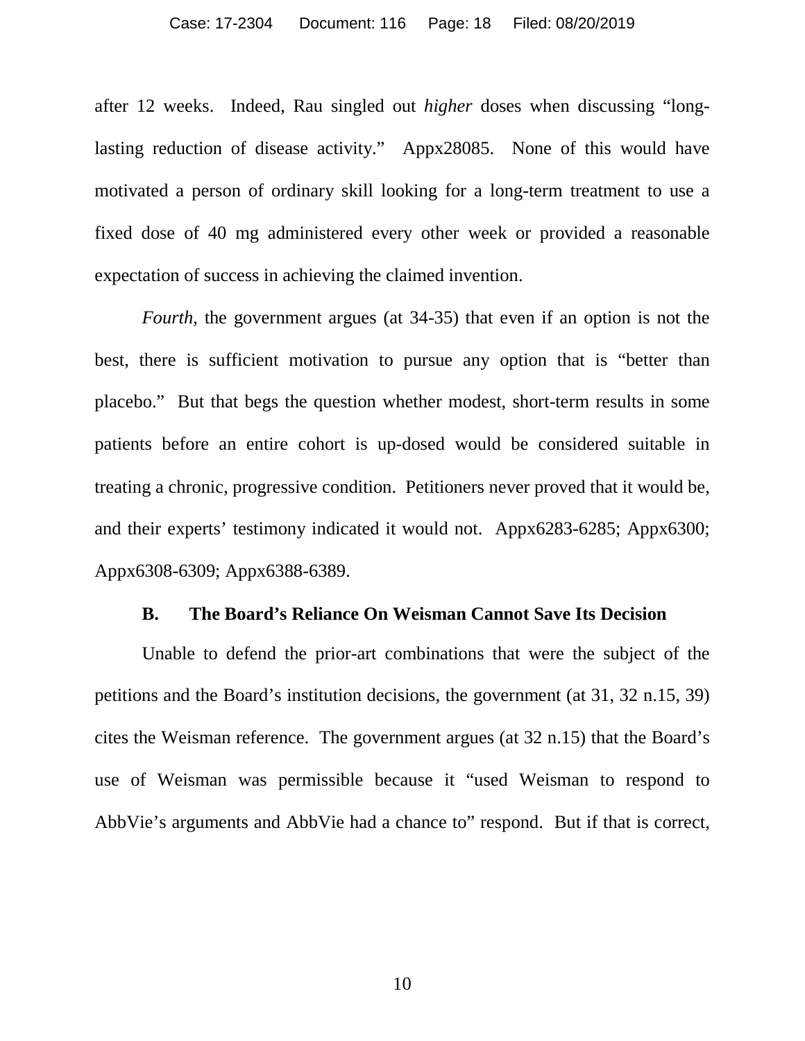after 12 weeks. Indeed, Rau singled out *higher* doses when discussing "long-lasting reduction of disease activity." Appx28085. None of this would have motivated a person of ordinary skill looking for a long-term treatment to use a fixed dose of 40 mg administered every other week or provided a reasonable expectation of success in achieving the claimed invention.

*Fourth*, the government argues (at 34-35) that even if an option is not the best, there is sufficient motivation to pursue any option that is "better than placebo." But that begs the question whether modest, short-term results in some patients before an entire cohort is up-dosed would be considered suitable in treating a chronic, progressive condition. Petitioners never proved that it would be, and their experts' testimony indicated it would not. Appx6283-6285; Appx6300; Appx6308-6309; Appx6388-6389.

### B. The Board's Reliance On Weisman Cannot Save Its Decision

Unable to defend the prior-art combinations that were the subject of the petitions and the Board's institution decisions, the government (at 31, 32 n.15, 39) cites the Weisman reference. The government argues (at 32 n.15) that the Board's use of Weisman was permissible because it "used Weisman to respond to AbbVie's arguments and AbbVie had a chance to" respond. But if that is correct,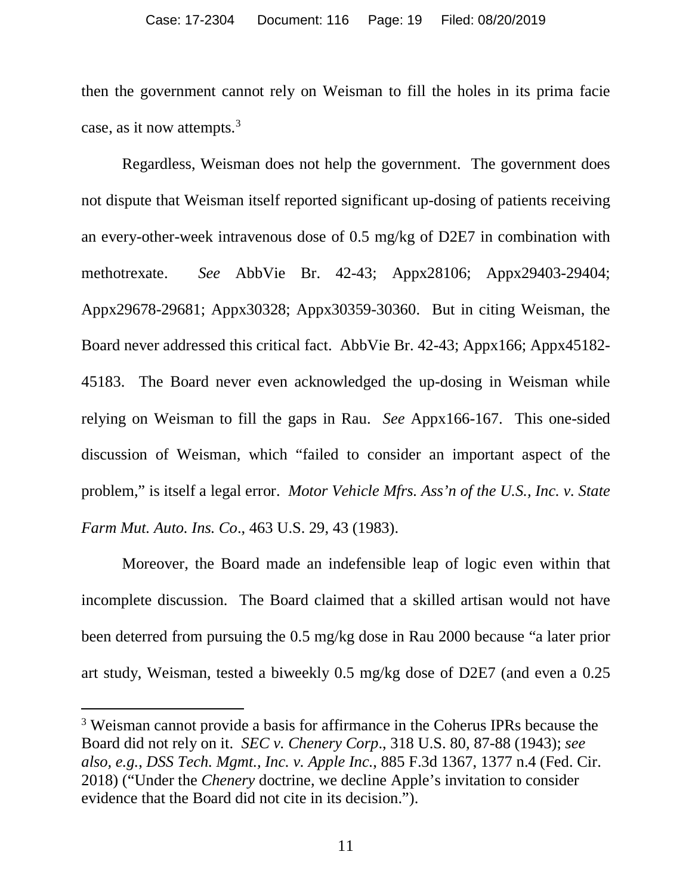then the government cannot rely on Weisman to fill the holes in its prima facie case, as it now attempts.[3]

Regardless, Weisman does not help the government. The government does not dispute that Weisman itself reported significant up-dosing of patients receiving an every-other-week intravenous dose of 0.5 mg/kg of D2E7 in combination with methotrexate. *See* AbbVie Br. 42-43; Appx28106; Appx29403-29404; Appx29678-29681; Appx30328; Appx30359-30360. But in citing Weisman, the Board never addressed this critical fact. AbbVie Br. 42-43; Appx166; Appx45182-45183. The Board never even acknowledged the up-dosing in Weisman while relying on Weisman to fill the gaps in Rau. *See* Appx166-167. This one-sided discussion of Weisman, which "failed to consider an important aspect of the problem," is itself a legal error. *Motor Vehicle Mfrs. Ass'n of the U.S., Inc. v. State Farm Mut. Auto. Ins. Co*., 463 U.S. 29, 43 (1983).

Moreover, the Board made an indefensible leap of logic even within that incomplete discussion. The Board claimed that a skilled artisan would not have been deterred from pursuing the 0.5 mg/kg dose in Rau 2000 because "a later prior art study, Weisman, tested a biweekly 0.5 mg/kg dose of D2E7 (and even a 0.25

---

[3] Weisman cannot provide a basis for affirmance in the Coherus IPRs because the Board did not rely on it. *SEC v. Chenery Corp*., 318 U.S. 80, 87-88 (1943); *see also, e.g., DSS Tech. Mgmt., Inc. v. Apple Inc.*, 885 F.3d 1367, 1377 n.4 (Fed. Cir. 2018) ("Under the *Chenery* doctrine, we decline Apple's invitation to consider evidence that the Board did not cite in its decision.").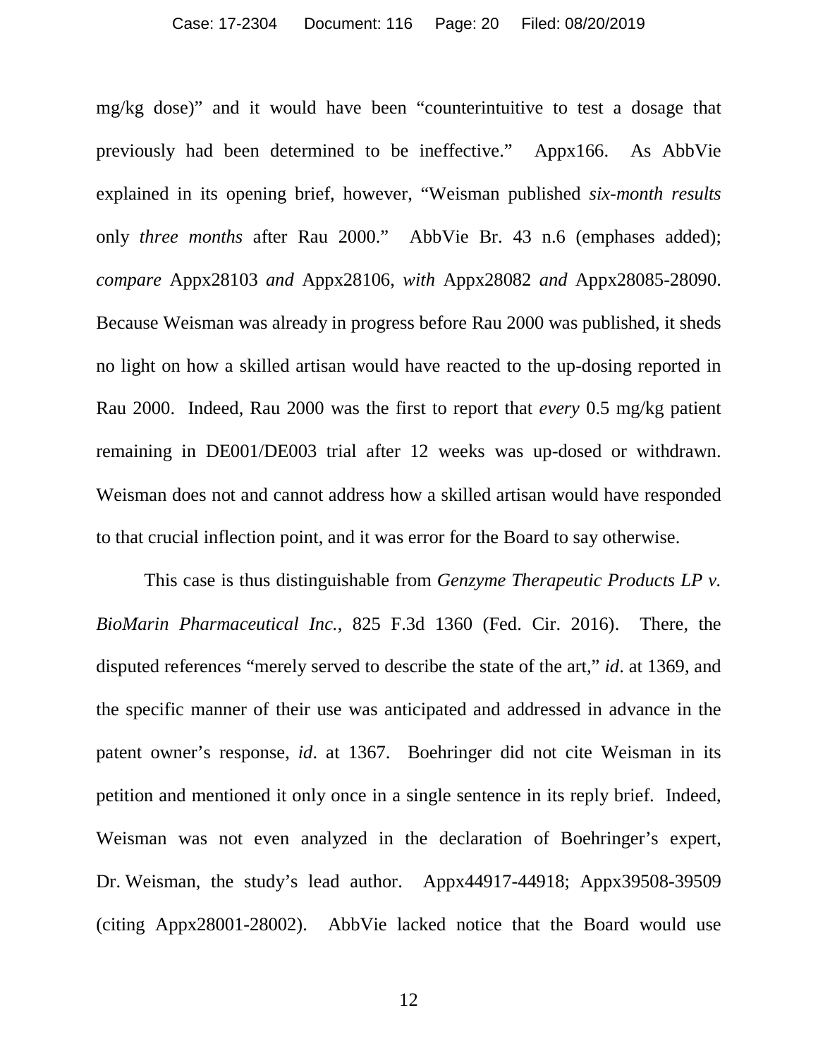mg/kg dose)" and it would have been "counterintuitive to test a dosage that previously had been determined to be ineffective." Appx166. As AbbVie explained in its opening brief, however, "Weisman published *six-month results* only *three months* after Rau 2000." AbbVie Br. 43 n.6 (emphases added); *compare* Appx28103 *and* Appx28106, *with* Appx28082 *and* Appx28085-28090. Because Weisman was already in progress before Rau 2000 was published, it sheds no light on how a skilled artisan would have reacted to the up-dosing reported in Rau 2000. Indeed, Rau 2000 was the first to report that *every* 0.5 mg/kg patient remaining in DE001/DE003 trial after 12 weeks was up-dosed or withdrawn. Weisman does not and cannot address how a skilled artisan would have responded to that crucial inflection point, and it was error for the Board to say otherwise.

This case is thus distinguishable from *Genzyme Therapeutic Products LP v. BioMarin Pharmaceutical Inc.*, 825 F.3d 1360 (Fed. Cir. 2016). There, the disputed references "merely served to describe the state of the art," *id*. at 1369, and the specific manner of their use was anticipated and addressed in advance in the patent owner's response, *id*. at 1367. Boehringer did not cite Weisman in its petition and mentioned it only once in a single sentence in its reply brief. Indeed, Weisman was not even analyzed in the declaration of Boehringer's expert, Dr. Weisman, the study's lead author. Appx44917-44918; Appx39508-39509 (citing Appx28001-28002). AbbVie lacked notice that the Board would use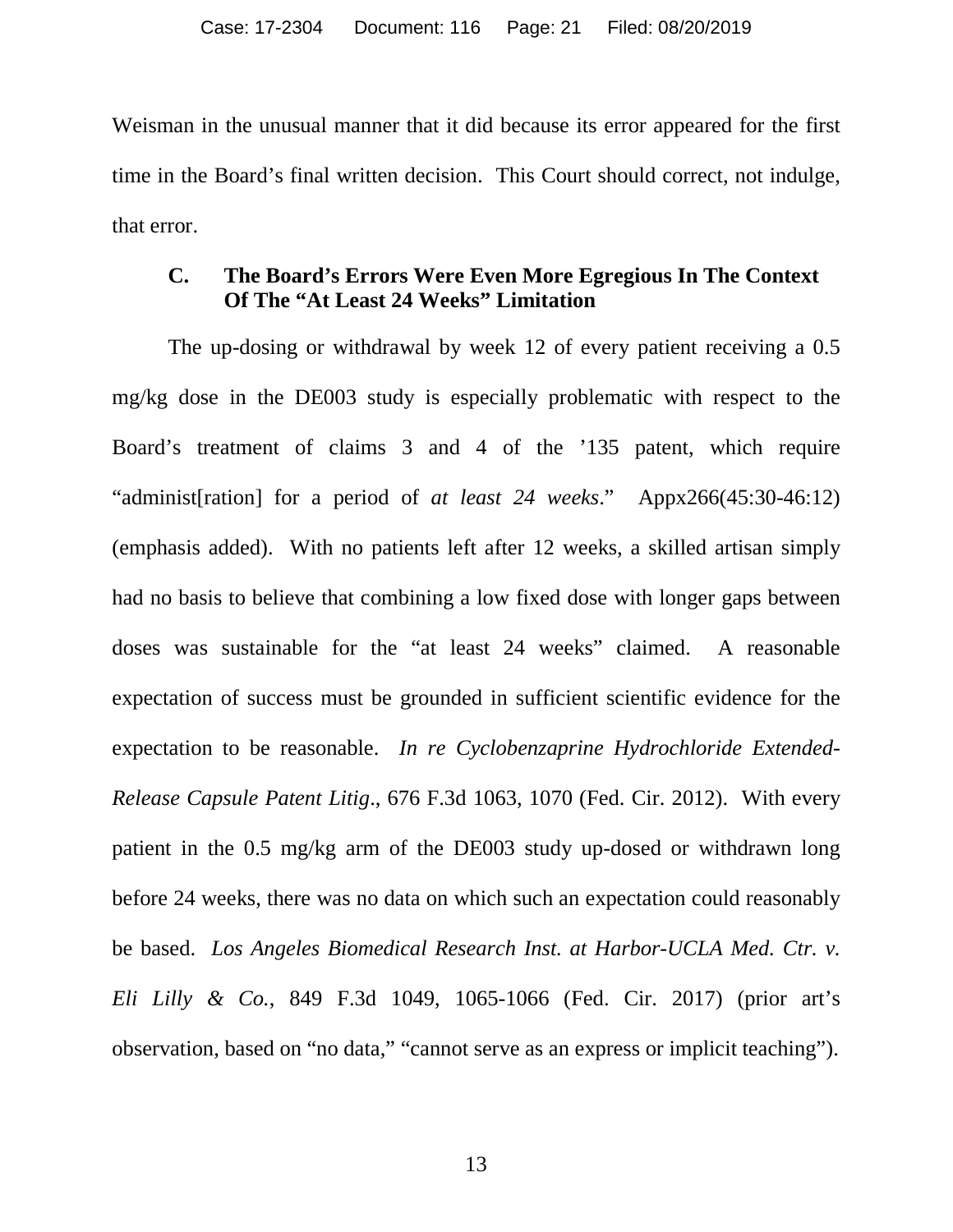Weisman in the unusual manner that it did because its error appeared for the first time in the Board's final written decision. This Court should correct, not indulge, that error.

### C. The Board's Errors Were Even More Egregious In The Context Of The "At Least 24 Weeks" Limitation

The up-dosing or withdrawal by week 12 of every patient receiving a 0.5 mg/kg dose in the DE003 study is especially problematic with respect to the Board's treatment of claims 3 and 4 of the '135 patent, which require "administ[ration] for a period of *at least 24 weeks*." Appx266(45:30-46:12) (emphasis added). With no patients left after 12 weeks, a skilled artisan simply had no basis to believe that combining a low fixed dose with longer gaps between doses was sustainable for the "at least 24 weeks" claimed. A reasonable expectation of success must be grounded in sufficient scientific evidence for the expectation to be reasonable. *In re Cyclobenzaprine Hydrochloride Extended-Release Capsule Patent Litig.*, 676 F.3d 1063, 1070 (Fed. Cir. 2012). With every patient in the 0.5 mg/kg arm of the DE003 study up-dosed or withdrawn long before 24 weeks, there was no data on which such an expectation could reasonably be based. *Los Angeles Biomedical Research Inst. at Harbor-UCLA Med. Ctr. v. Eli Lilly & Co.*, 849 F.3d 1049, 1065-1066 (Fed. Cir. 2017) (prior art's observation, based on "no data," "cannot serve as an express or implicit teaching").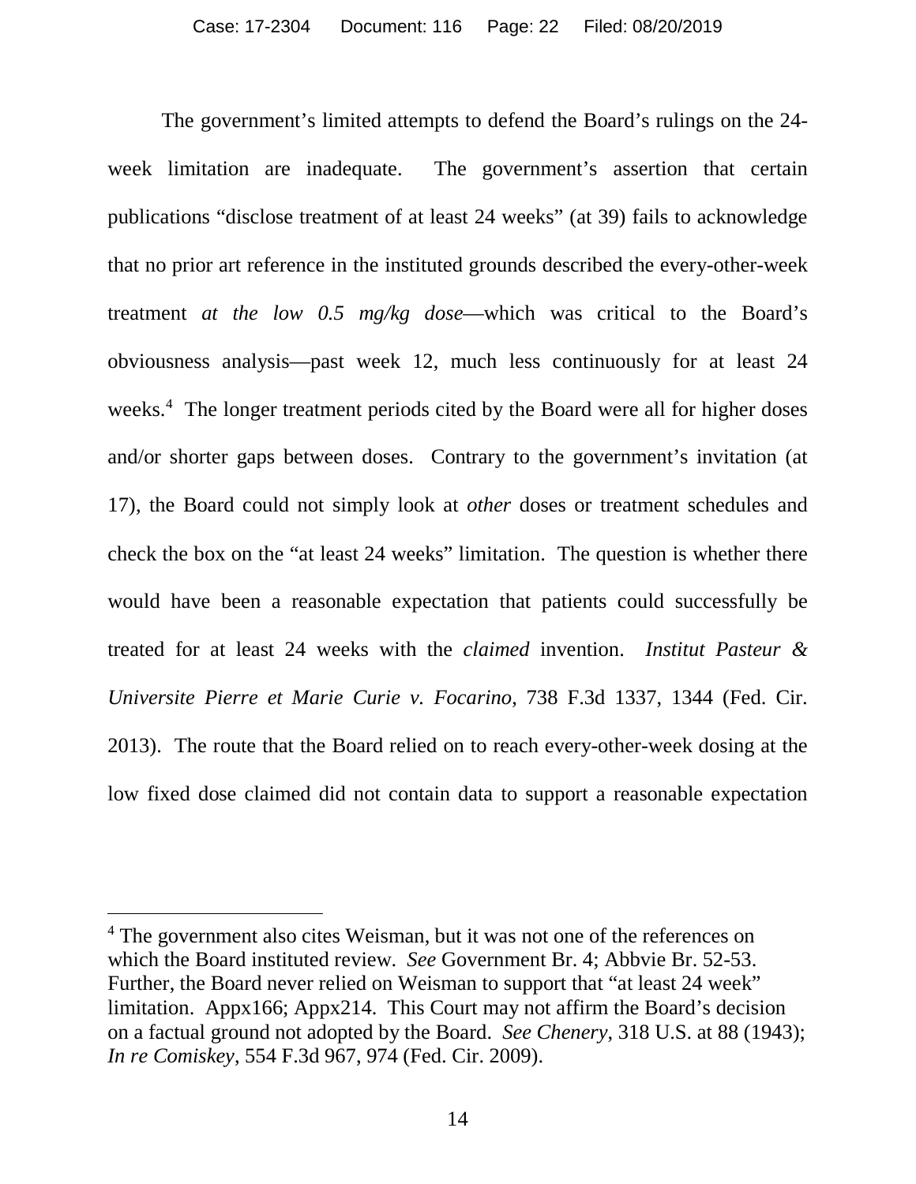The government's limited attempts to defend the Board's rulings on the 24-week limitation are inadequate. The government's assertion that certain publications "disclose treatment of at least 24 weeks" (at 39) fails to acknowledge that no prior art reference in the instituted grounds described the every-other-week treatment *at the low 0.5 mg/kg dose*—which was critical to the Board's obviousness analysis—past week 12, much less continuously for at least 24 weeks.[4] The longer treatment periods cited by the Board were all for higher doses and/or shorter gaps between doses. Contrary to the government's invitation (at 17), the Board could not simply look at *other* doses or treatment schedules and check the box on the "at least 24 weeks" limitation. The question is whether there would have been a reasonable expectation that patients could successfully be treated for at least 24 weeks with the *claimed* invention. *Institut Pasteur & Universite Pierre et Marie Curie v. Focarino*, 738 F.3d 1337, 1344 (Fed. Cir. 2013). The route that the Board relied on to reach every-other-week dosing at the low fixed dose claimed did not contain data to support a reasonable expectation

---

[4] The government also cites Weisman, but it was not one of the references on which the Board instituted review. *See* Government Br. 4; Abbvie Br. 52-53. Further, the Board never relied on Weisman to support that "at least 24 week" limitation. Appx166; Appx214. This Court may not affirm the Board's decision on a factual ground not adopted by the Board. *See Chenery*, 318 U.S. at 88 (1943); *In re Comiskey*, 554 F.3d 967, 974 (Fed. Cir. 2009).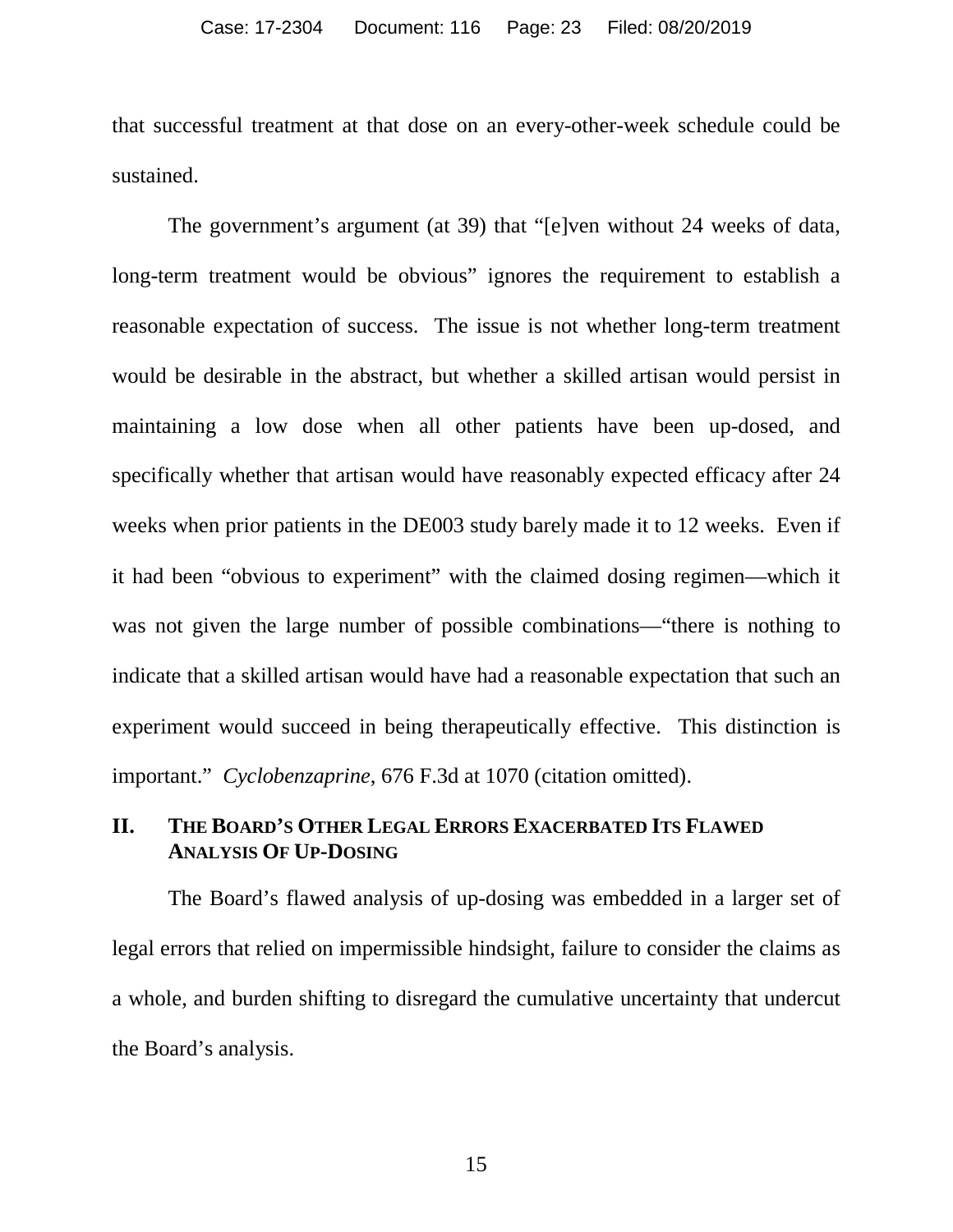that successful treatment at that dose on an every-other-week schedule could be sustained.

The government's argument (at 39) that "[e]ven without 24 weeks of data, long-term treatment would be obvious" ignores the requirement to establish a reasonable expectation of success. The issue is not whether long-term treatment would be desirable in the abstract, but whether a skilled artisan would persist in maintaining a low dose when all other patients have been up-dosed, and specifically whether that artisan would have reasonably expected efficacy after 24 weeks when prior patients in the DE003 study barely made it to 12 weeks. Even if it had been "obvious to experiment" with the claimed dosing regimen—which it was not given the large number of possible combinations—"there is nothing to indicate that a skilled artisan would have had a reasonable expectation that such an experiment would succeed in being therapeutically effective. This distinction is important." *Cyclobenzaprine*, 676 F.3d at 1070 (citation omitted).

## II. THE BOARD'S OTHER LEGAL ERRORS EXACERBATED ITS FLAWED ANALYSIS OF UP-DOSING

The Board's flawed analysis of up-dosing was embedded in a larger set of legal errors that relied on impermissible hindsight, failure to consider the claims as a whole, and burden shifting to disregard the cumulative uncertainty that undercut the Board's analysis.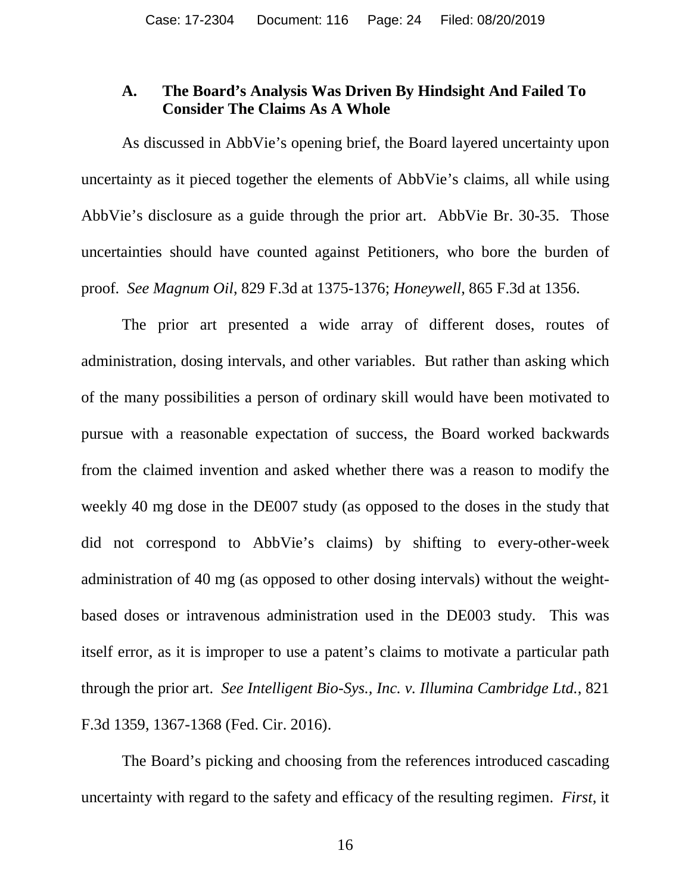### A. The Board's Analysis Was Driven By Hindsight And Failed To Consider The Claims As A Whole

As discussed in AbbVie's opening brief, the Board layered uncertainty upon uncertainty as it pieced together the elements of AbbVie's claims, all while using AbbVie's disclosure as a guide through the prior art. AbbVie Br. 30-35. Those uncertainties should have counted against Petitioners, who bore the burden of proof. *See Magnum Oil*, 829 F.3d at 1375-1376; *Honeywell*, 865 F.3d at 1356.

The prior art presented a wide array of different doses, routes of administration, dosing intervals, and other variables. But rather than asking which of the many possibilities a person of ordinary skill would have been motivated to pursue with a reasonable expectation of success, the Board worked backwards from the claimed invention and asked whether there was a reason to modify the weekly 40 mg dose in the DE007 study (as opposed to the doses in the study that did not correspond to AbbVie's claims) by shifting to every-other-week administration of 40 mg (as opposed to other dosing intervals) without the weight-based doses or intravenous administration used in the DE003 study. This was itself error, as it is improper to use a patent's claims to motivate a particular path through the prior art. *See Intelligent Bio-Sys., Inc. v. Illumina Cambridge Ltd.*, 821 F.3d 1359, 1367-1368 (Fed. Cir. 2016).

The Board's picking and choosing from the references introduced cascading uncertainty with regard to the safety and efficacy of the resulting regimen. *First*, it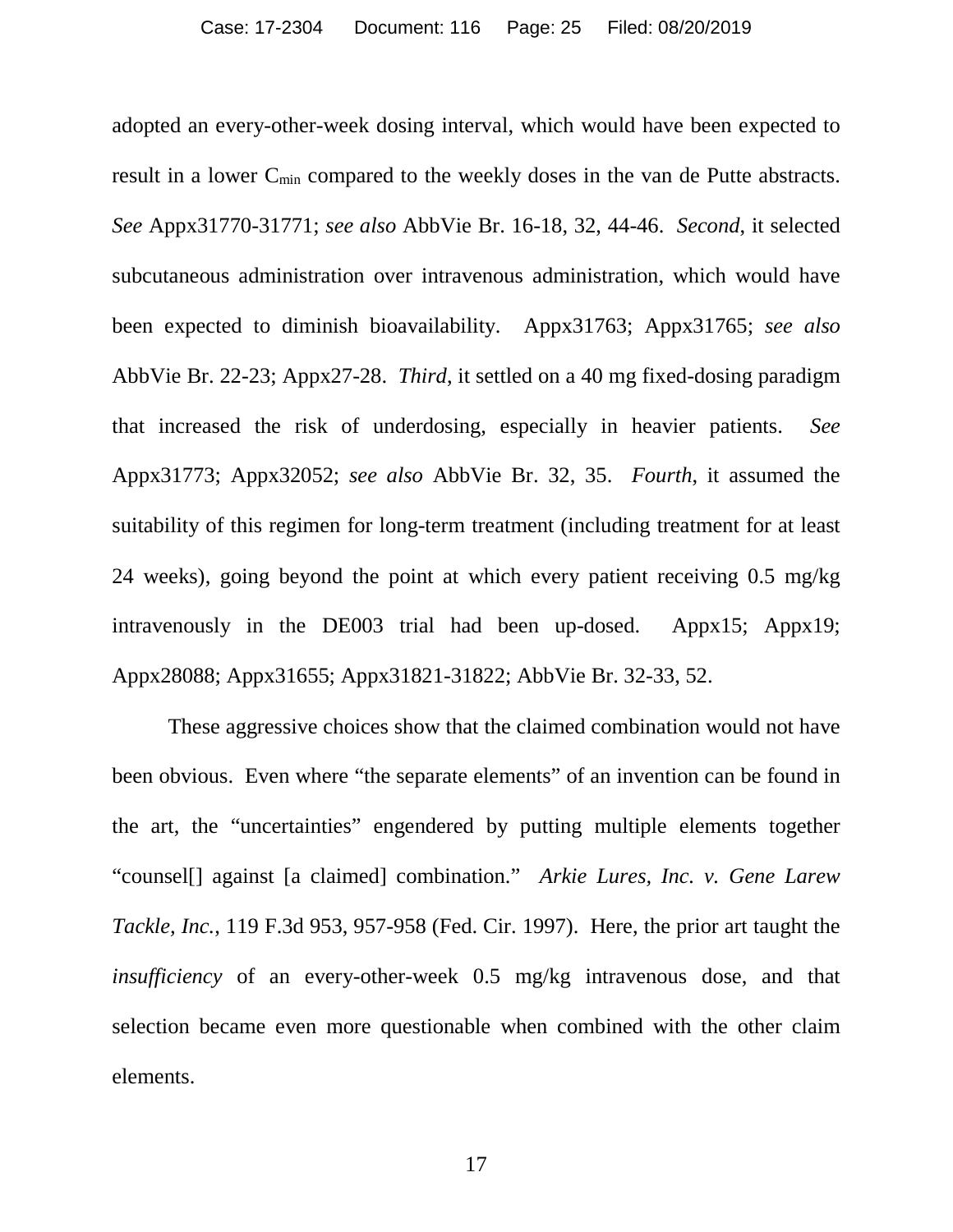adopted an every-other-week dosing interval, which would have been expected to result in a lower $C_{min}$ compared to the weekly doses in the van de Putte abstracts. *See* Appx31770-31771; *see also* AbbVie Br. 16-18, 32, 44-46. *Second*, it selected subcutaneous administration over intravenous administration, which would have been expected to diminish bioavailability. Appx31763; Appx31765; *see also* AbbVie Br. 22-23; Appx27-28. *Third*, it settled on a 40 mg fixed-dosing paradigm that increased the risk of underdosing, especially in heavier patients. *See* Appx31773; Appx32052; *see also* AbbVie Br. 32, 35. *Fourth*, it assumed the suitability of this regimen for long-term treatment (including treatment for at least 24 weeks), going beyond the point at which every patient receiving 0.5 mg/kg intravenously in the DE003 trial had been up-dosed. Appx15; Appx19; Appx28088; Appx31655; Appx31821-31822; AbbVie Br. 32-33, 52.

These aggressive choices show that the claimed combination would not have been obvious. Even where "the separate elements" of an invention can be found in the art, the "uncertainties" engendered by putting multiple elements together "counsel[] against [a claimed] combination." *Arkie Lures, Inc. v. Gene Larew Tackle, Inc.*, 119 F.3d 953, 957-958 (Fed. Cir. 1997). Here, the prior art taught the *insufficiency* of an every-other-week 0.5 mg/kg intravenous dose, and that selection became even more questionable when combined with the other claim elements.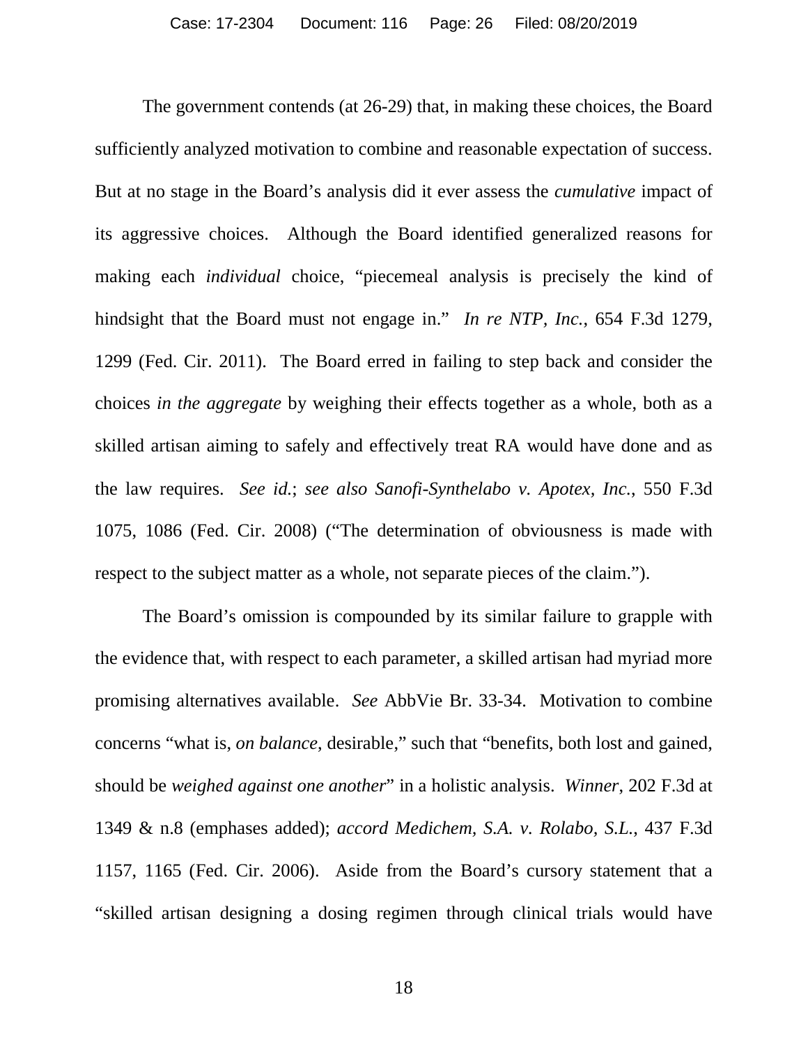The government contends (at 26-29) that, in making these choices, the Board sufficiently analyzed motivation to combine and reasonable expectation of success. But at no stage in the Board's analysis did it ever assess the *cumulative* impact of its aggressive choices. Although the Board identified generalized reasons for making each *individual* choice, "piecemeal analysis is precisely the kind of hindsight that the Board must not engage in." *In re NTP, Inc.*, 654 F.3d 1279, 1299 (Fed. Cir. 2011). The Board erred in failing to step back and consider the choices *in the aggregate* by weighing their effects together as a whole, both as a skilled artisan aiming to safely and effectively treat RA would have done and as the law requires. *See id.*; *see also Sanofi-Synthelabo v. Apotex, Inc.*, 550 F.3d 1075, 1086 (Fed. Cir. 2008) ("The determination of obviousness is made with respect to the subject matter as a whole, not separate pieces of the claim.").

The Board's omission is compounded by its similar failure to grapple with the evidence that, with respect to each parameter, a skilled artisan had myriad more promising alternatives available. *See* AbbVie Br. 33-34. Motivation to combine concerns "what is, *on balance*, desirable," such that "benefits, both lost and gained, should be *weighed against one another*" in a holistic analysis. *Winner*, 202 F.3d at 1349 & n.8 (emphases added); *accord Medichem, S.A. v. Rolabo, S.L.*, 437 F.3d 1157, 1165 (Fed. Cir. 2006). Aside from the Board's cursory statement that a "skilled artisan designing a dosing regimen through clinical trials would have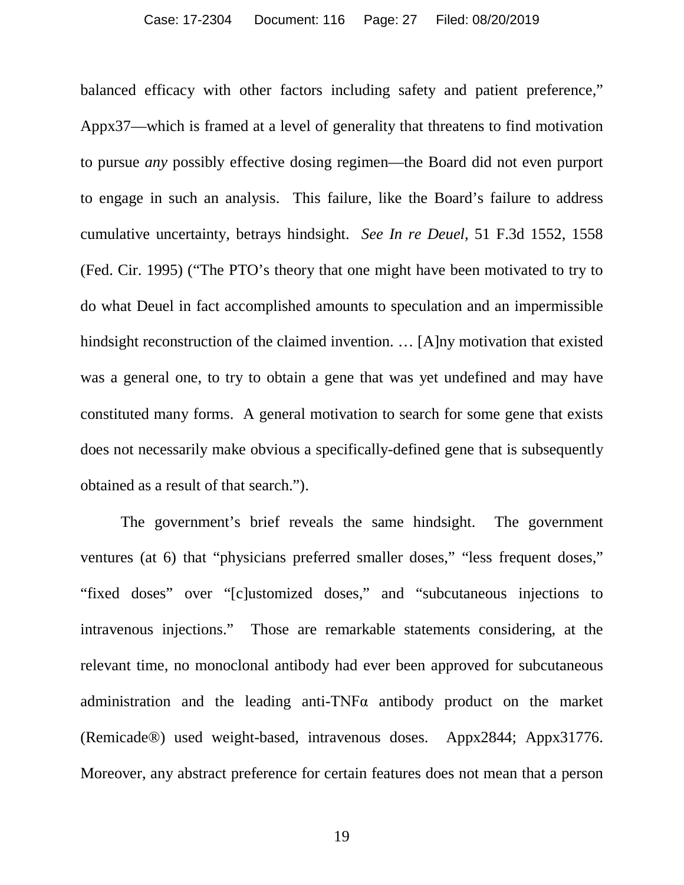balanced efficacy with other factors including safety and patient preference," Appx37—which is framed at a level of generality that threatens to find motivation to pursue *any* possibly effective dosing regimen—the Board did not even purport to engage in such an analysis. This failure, like the Board's failure to address cumulative uncertainty, betrays hindsight. *See In re Deuel*, 51 F.3d 1552, 1558 (Fed. Cir. 1995) ("The PTO's theory that one might have been motivated to try to do what Deuel in fact accomplished amounts to speculation and an impermissible hindsight reconstruction of the claimed invention. … [A]ny motivation that existed was a general one, to try to obtain a gene that was yet undefined and may have constituted many forms. A general motivation to search for some gene that exists does not necessarily make obvious a specifically-defined gene that is subsequently obtained as a result of that search.").

The government's brief reveals the same hindsight. The government ventures (at 6) that "physicians preferred smaller doses," "less frequent doses," "fixed doses" over "[c]ustomized doses," and "subcutaneous injections to intravenous injections." Those are remarkable statements considering, at the relevant time, no monoclonal antibody had ever been approved for subcutaneous administration and the leading anti-TNFα antibody product on the market (Remicade®) used weight-based, intravenous doses. Appx2844; Appx31776. Moreover, any abstract preference for certain features does not mean that a person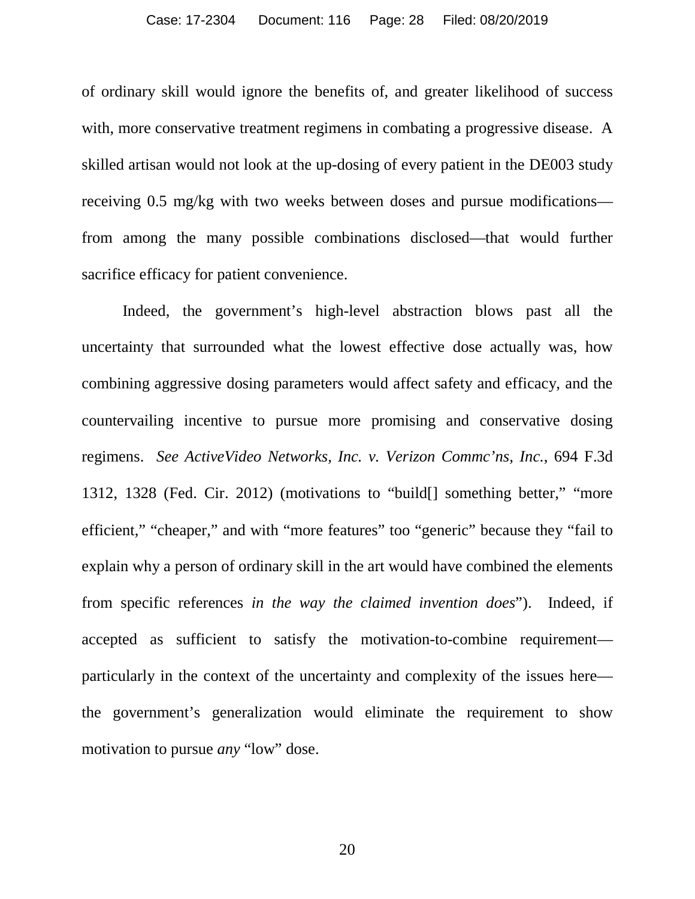of ordinary skill would ignore the benefits of, and greater likelihood of success with, more conservative treatment regimens in combating a progressive disease. A skilled artisan would not look at the up-dosing of every patient in the DE003 study receiving 0.5 mg/kg with two weeks between doses and pursue modifications—from among the many possible combinations disclosed—that would further sacrifice efficacy for patient convenience.

Indeed, the government's high-level abstraction blows past all the uncertainty that surrounded what the lowest effective dose actually was, how combining aggressive dosing parameters would affect safety and efficacy, and the countervailing incentive to pursue more promising and conservative dosing regimens. *See ActiveVideo Networks, Inc. v. Verizon Commc'ns, Inc.*, 694 F.3d 1312, 1328 (Fed. Cir. 2012) (motivations to "build[] something better," "more efficient," "cheaper," and with "more features" too "generic" because they "fail to explain why a person of ordinary skill in the art would have combined the elements from specific references *in the way the claimed invention does*"). Indeed, if accepted as sufficient to satisfy the motivation-to-combine requirement—particularly in the context of the uncertainty and complexity of the issues here—the government's generalization would eliminate the requirement to show motivation to pursue *any* "low" dose.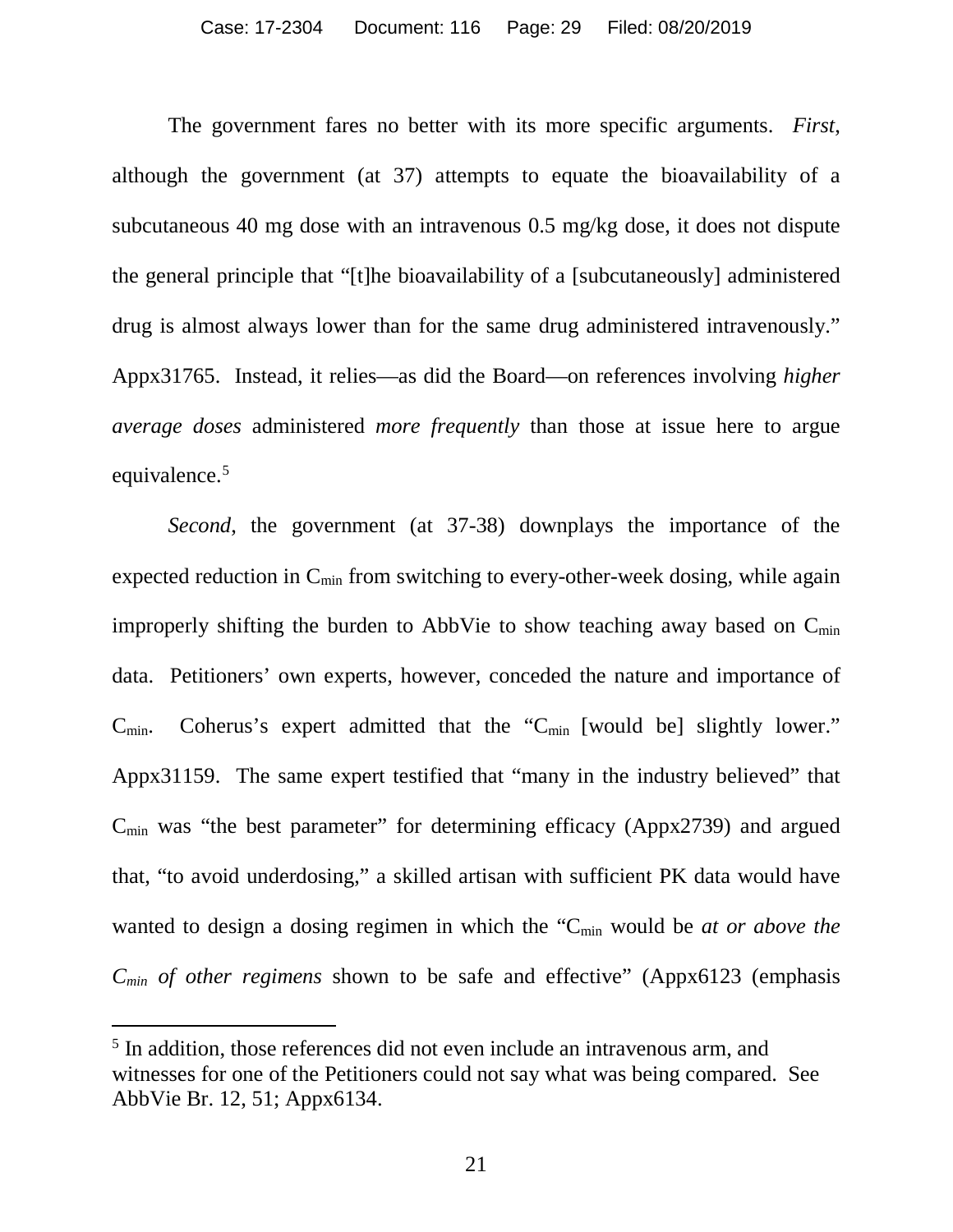The government fares no better with its more specific arguments. *First*, although the government (at 37) attempts to equate the bioavailability of a subcutaneous 40 mg dose with an intravenous 0.5 mg/kg dose, it does not dispute the general principle that "[t]he bioavailability of a [subcutaneously] administered drug is almost always lower than for the same drug administered intravenously." Appx31765. Instead, it relies—as did the Board—on references involving *higher average doses* administered *more frequently* than those at issue here to argue equivalence.[5]

*Second*, the government (at 37-38) downplays the importance of the expected reduction in $C_{min}$ from switching to every-other-week dosing, while again improperly shifting the burden to AbbVie to show teaching away based on $C_{min}$ data. Petitioners' own experts, however, conceded the nature and importance of $C_{min}$. Coherus's expert admitted that the "$C_{min}$ [would be] slightly lower." Appx31159. The same expert testified that "many in the industry believed" that $C_{min}$ was "the best parameter" for determining efficacy (Appx2739) and argued that, "to avoid underdosing," a skilled artisan with sufficient PK data would have wanted to design a dosing regimen in which the "$C_{min}$ would be *at or above the $C_{min}$ of other regimens* shown to be safe and effective" (Appx6123 (emphasis

---

[5] In addition, those references did not even include an intravenous arm, and witnesses for one of the Petitioners could not say what was being compared. See AbbVie Br. 12, 51; Appx6134.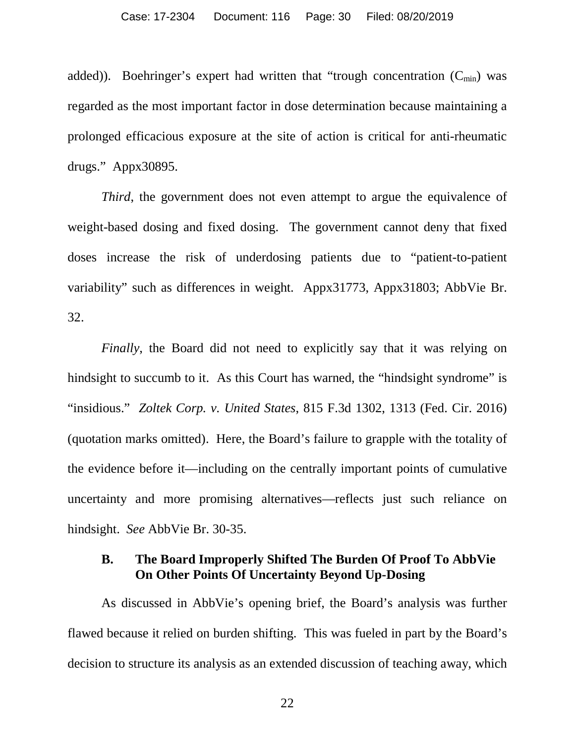added)). Boehringer's expert had written that "trough concentration ($C_{min}$) was regarded as the most important factor in dose determination because maintaining a prolonged efficacious exposure at the site of action is critical for anti-rheumatic drugs." Appx30895.

*Third*, the government does not even attempt to argue the equivalence of weight-based dosing and fixed dosing. The government cannot deny that fixed doses increase the risk of underdosing patients due to "patient-to-patient variability" such as differences in weight. Appx31773, Appx31803; AbbVie Br. 32.

*Finally*, the Board did not need to explicitly say that it was relying on hindsight to succumb to it. As this Court has warned, the "hindsight syndrome" is "insidious." *Zoltek Corp. v. United States*, 815 F.3d 1302, 1313 (Fed. Cir. 2016) (quotation marks omitted). Here, the Board's failure to grapple with the totality of the evidence before it—including on the centrally important points of cumulative uncertainty and more promising alternatives—reflects just such reliance on hindsight. *See* AbbVie Br. 30-35.

### B. The Board Improperly Shifted The Burden Of Proof To AbbVie On Other Points Of Uncertainty Beyond Up-Dosing

As discussed in AbbVie's opening brief, the Board's analysis was further flawed because it relied on burden shifting. This was fueled in part by the Board's decision to structure its analysis as an extended discussion of teaching away, which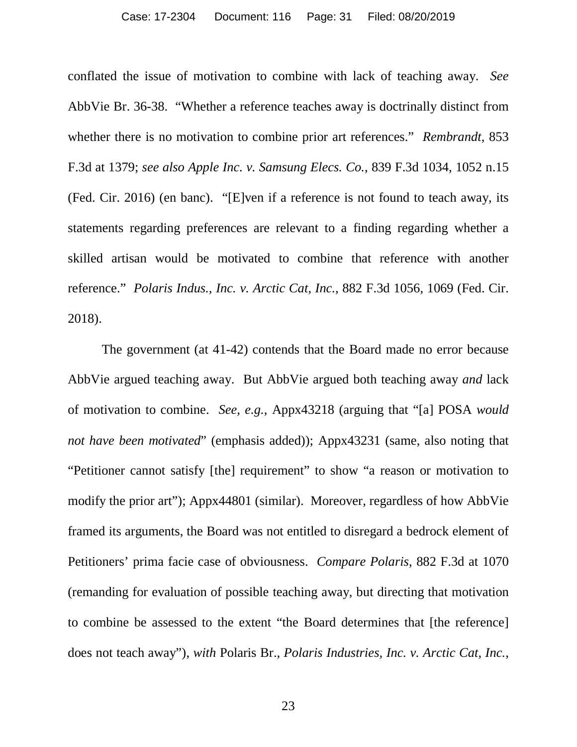conflated the issue of motivation to combine with lack of teaching away. *See* AbbVie Br. 36-38. "Whether a reference teaches away is doctrinally distinct from whether there is no motivation to combine prior art references." *Rembrandt*, 853 F.3d at 1379; *see also Apple Inc. v. Samsung Elecs. Co.*, 839 F.3d 1034, 1052 n.15 (Fed. Cir. 2016) (en banc). "[E]ven if a reference is not found to teach away, its statements regarding preferences are relevant to a finding regarding whether a skilled artisan would be motivated to combine that reference with another reference." *Polaris Indus., Inc. v. Arctic Cat, Inc.*, 882 F.3d 1056, 1069 (Fed. Cir. 2018).

The government (at 41-42) contends that the Board made no error because AbbVie argued teaching away. But AbbVie argued both teaching away *and* lack of motivation to combine. *See, e.g.*, Appx43218 (arguing that "[a] POSA *would not have been motivated*" (emphasis added)); Appx43231 (same, also noting that "Petitioner cannot satisfy [the] requirement" to show "a reason or motivation to modify the prior art"); Appx44801 (similar). Moreover, regardless of how AbbVie framed its arguments, the Board was not entitled to disregard a bedrock element of Petitioners' prima facie case of obviousness. *Compare Polaris*, 882 F.3d at 1070 (remanding for evaluation of possible teaching away, but directing that motivation to combine be assessed to the extent "the Board determines that [the reference] does not teach away"), *with* Polaris Br., *Polaris Industries, Inc. v. Arctic Cat, Inc.*,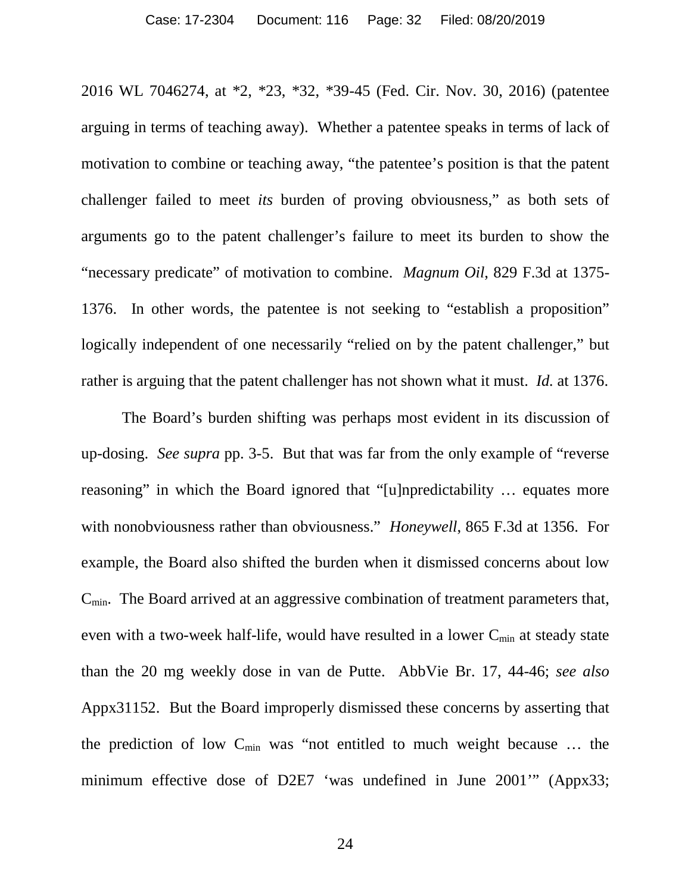2016 WL 7046274, at *2, *23, *32, *39-45 (Fed. Cir. Nov. 30, 2016) (patentee arguing in terms of teaching away). Whether a patentee speaks in terms of lack of motivation to combine or teaching away, "the patentee's position is that the patent challenger failed to meet *its* burden of proving obviousness," as both sets of arguments go to the patent challenger's failure to meet its burden to show the "necessary predicate" of motivation to combine. *Magnum Oil*, 829 F.3d at 1375-1376. In other words, the patentee is not seeking to "establish a proposition" logically independent of one necessarily "relied on by the patent challenger," but rather is arguing that the patent challenger has not shown what it must. *Id.* at 1376.

The Board's burden shifting was perhaps most evident in its discussion of up-dosing. *See supra* pp. 3-5. But that was far from the only example of "reverse reasoning" in which the Board ignored that "[u]npredictability … equates more with nonobviousness rather than obviousness." *Honeywell*, 865 F.3d at 1356. For example, the Board also shifted the burden when it dismissed concerns about low $C_{min}$. The Board arrived at an aggressive combination of treatment parameters that, even with a two-week half-life, would have resulted in a lower $C_{min}$ at steady state than the 20 mg weekly dose in van de Putte. AbbVie Br. 17, 44-46; *see also* Appx31152. But the Board improperly dismissed these concerns by asserting that the prediction of low $C_{min}$ was "not entitled to much weight because … the minimum effective dose of D2E7 'was undefined in June 2001'" (Appx33;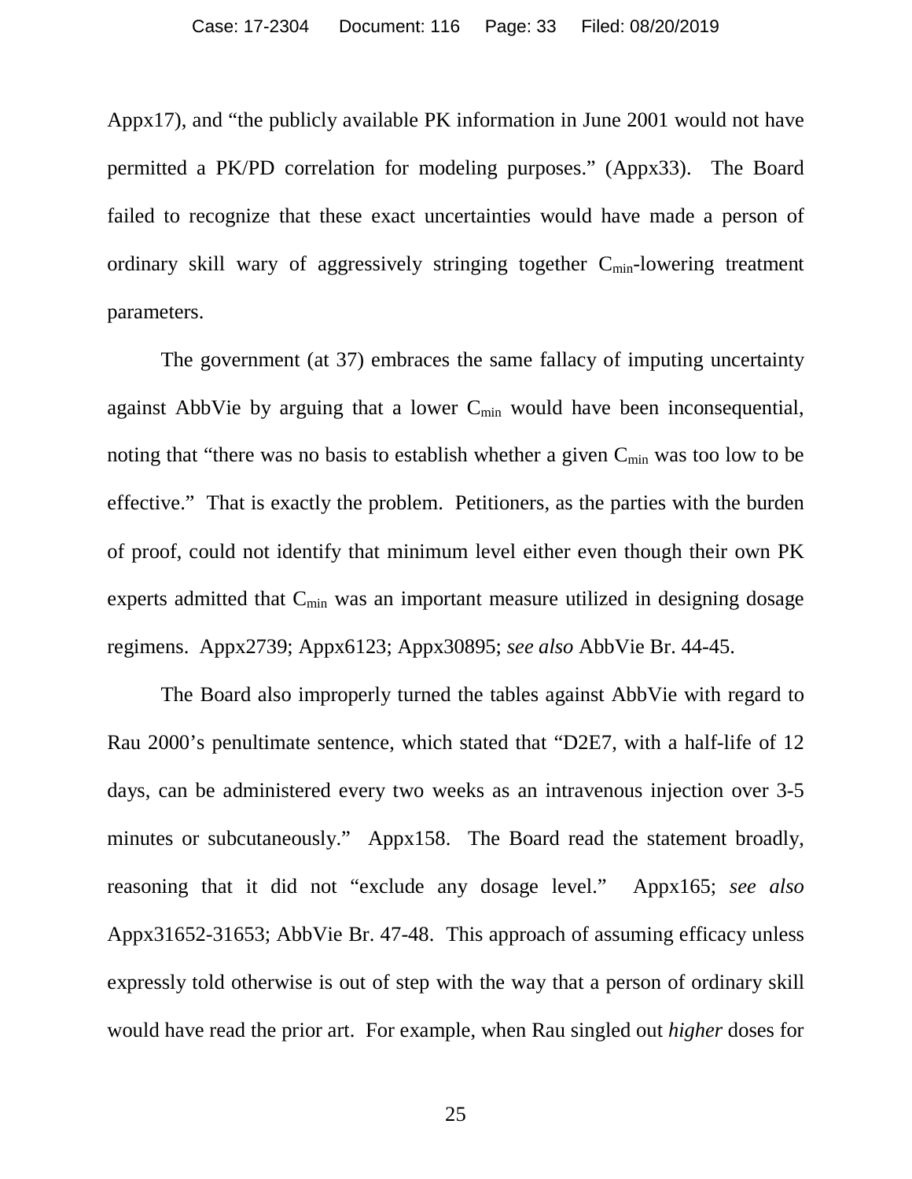Appx17), and "the publicly available PK information in June 2001 would not have permitted a PK/PD correlation for modeling purposes." (Appx33). The Board failed to recognize that these exact uncertainties would have made a person of ordinary skill wary of aggressively stringing together $C_{min}$-lowering treatment parameters.

The government (at 37) embraces the same fallacy of imputing uncertainty against AbbVie by arguing that a lower $C_{min}$ would have been inconsequential, noting that "there was no basis to establish whether a given $C_{min}$ was too low to be effective." That is exactly the problem. Petitioners, as the parties with the burden of proof, could not identify that minimum level either even though their own PK experts admitted that $C_{min}$ was an important measure utilized in designing dosage regimens. Appx2739; Appx6123; Appx30895; *see also* AbbVie Br. 44-45.

The Board also improperly turned the tables against AbbVie with regard to Rau 2000's penultimate sentence, which stated that "D2E7, with a half-life of 12 days, can be administered every two weeks as an intravenous injection over 3-5 minutes or subcutaneously." Appx158. The Board read the statement broadly, reasoning that it did not "exclude any dosage level." Appx165; *see also* Appx31652-31653; AbbVie Br. 47-48. This approach of assuming efficacy unless expressly told otherwise is out of step with the way that a person of ordinary skill would have read the prior art. For example, when Rau singled out *higher* doses for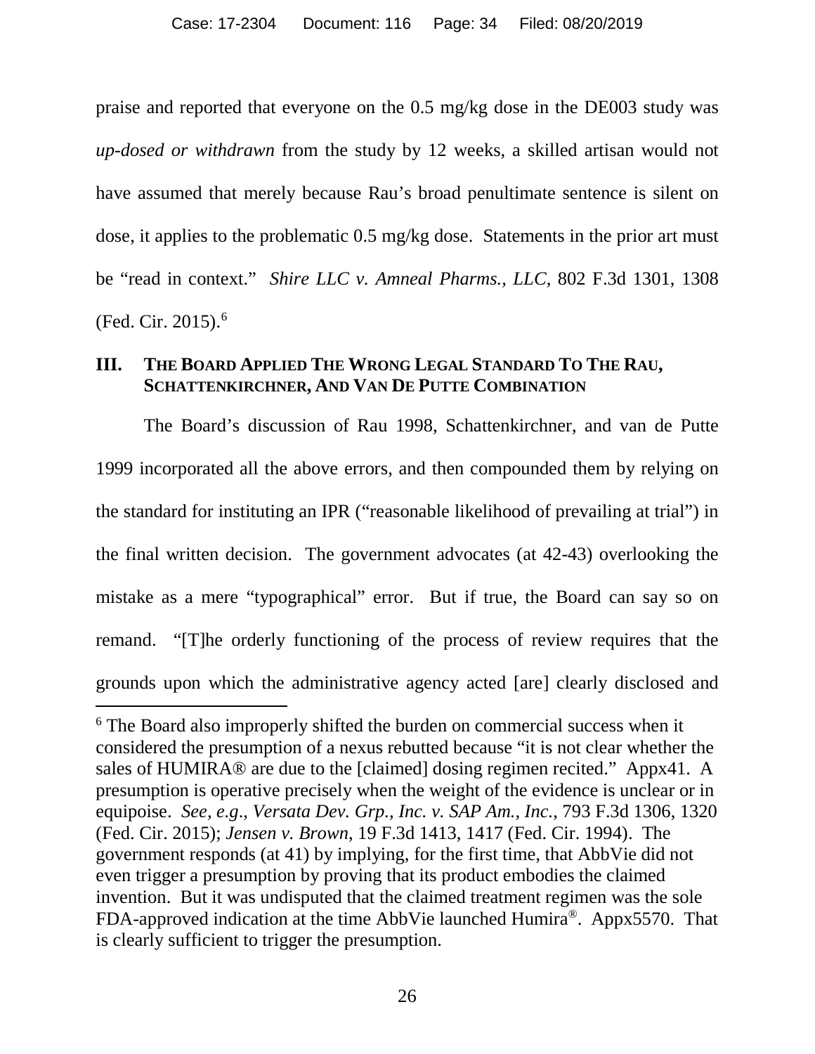praise and reported that everyone on the 0.5 mg/kg dose in the DE003 study was *up-dosed or withdrawn* from the study by 12 weeks, a skilled artisan would not have assumed that merely because Rau's broad penultimate sentence is silent on dose, it applies to the problematic 0.5 mg/kg dose. Statements in the prior art must be "read in context." *Shire LLC v. Amneal Pharms., LLC*, 802 F.3d 1301, 1308 (Fed. Cir. 2015).[6]

## III. THE BOARD APPLIED THE WRONG LEGAL STANDARD TO THE RAU, SCHATTENKIRCHNER, AND VAN DE PUTTE COMBINATION

The Board's discussion of Rau 1998, Schattenkirchner, and van de Putte 1999 incorporated all the above errors, and then compounded them by relying on the standard for instituting an IPR ("reasonable likelihood of prevailing at trial") in the final written decision. The government advocates (at 42-43) overlooking the mistake as a mere "typographical" error. But if true, the Board can say so on remand. "[T]he orderly functioning of the process of review requires that the grounds upon which the administrative agency acted [are] clearly disclosed and

[6] The Board also improperly shifted the burden on commercial success when it considered the presumption of a nexus rebutted because "it is not clear whether the sales of HUMIRA® are due to the [claimed] dosing regimen recited." Appx41. A presumption is operative precisely when the weight of the evidence is unclear or in equipoise. *See, e.g.*, *Versata Dev. Grp., Inc. v. SAP Am., Inc.*, 793 F.3d 1306, 1320 (Fed. Cir. 2015); *Jensen v. Brown*, 19 F.3d 1413, 1417 (Fed. Cir. 1994). The government responds (at 41) by implying, for the first time, that AbbVie did not even trigger a presumption by proving that its product embodies the claimed invention. But it was undisputed that the claimed treatment regimen was the sole FDA-approved indication at the time AbbVie launched Humira®. Appx5570. That is clearly sufficient to trigger the presumption.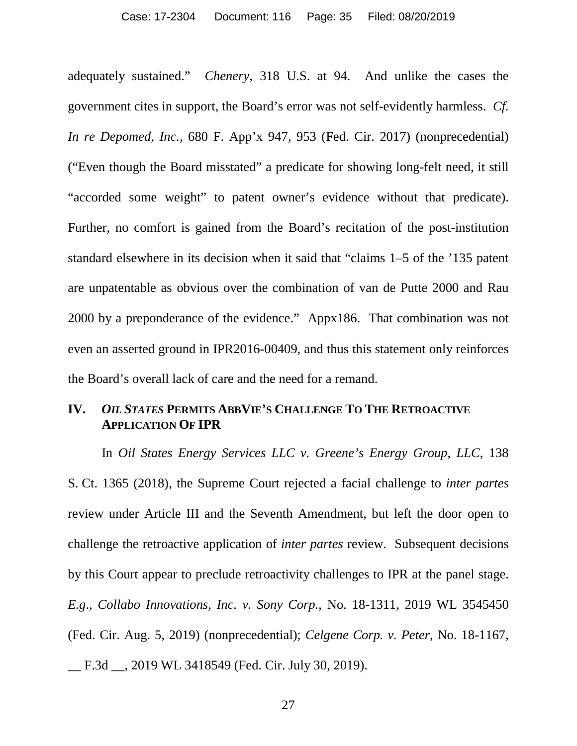adequately sustained." *Chenery*, 318 U.S. at 94. And unlike the cases the government cites in support, the Board's error was not self-evidently harmless. *Cf. In re Depomed, Inc.*, 680 F. App'x 947, 953 (Fed. Cir. 2017) (nonprecedential) ("Even though the Board misstated" a predicate for showing long-felt need, it still "accorded some weight" to patent owner's evidence without that predicate). Further, no comfort is gained from the Board's recitation of the post-institution standard elsewhere in its decision when it said that "claims 1–5 of the '135 patent are unpatentable as obvious over the combination of van de Putte 2000 and Rau 2000 by a preponderance of the evidence." Appx186. That combination was not even an asserted ground in IPR2016-00409, and thus this statement only reinforces the Board's overall lack of care and the need for a remand.

## IV. *OIL STATES* PERMITS ABBVIE'S CHALLENGE TO THE RETROACTIVE APPLICATION OF IPR

In *Oil States Energy Services LLC v. Greene's Energy Group, LLC*, 138 S. Ct. 1365 (2018), the Supreme Court rejected a facial challenge to *inter partes* review under Article III and the Seventh Amendment, but left the door open to challenge the retroactive application of *inter partes* review. Subsequent decisions by this Court appear to preclude retroactivity challenges to IPR at the panel stage. *E.g.*, *Collabo Innovations, Inc. v. Sony Corp.*, No. 18-1311, 2019 WL 3545450 (Fed. Cir. Aug. 5, 2019) (nonprecedential); *Celgene Corp. v. Peter*, No. 18-1167, __ F.3d __, 2019 WL 3418549 (Fed. Cir. July 30, 2019).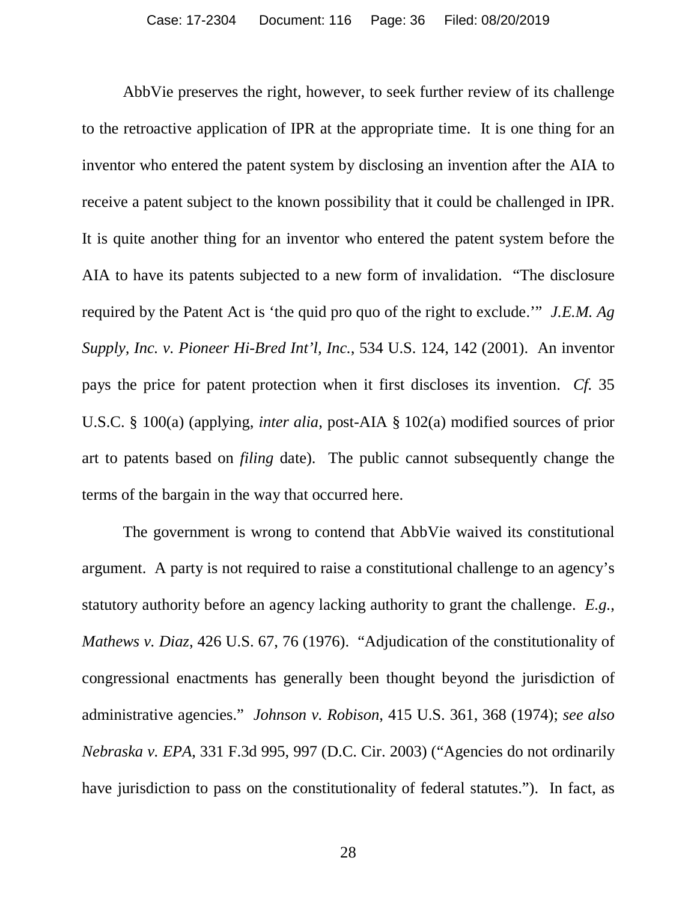AbbVie preserves the right, however, to seek further review of its challenge to the retroactive application of IPR at the appropriate time. It is one thing for an inventor who entered the patent system by disclosing an invention after the AIA to receive a patent subject to the known possibility that it could be challenged in IPR. It is quite another thing for an inventor who entered the patent system before the AIA to have its patents subjected to a new form of invalidation. "The disclosure required by the Patent Act is 'the quid pro quo of the right to exclude.'" *J.E.M. Ag Supply, Inc. v. Pioneer Hi-Bred Int'l, Inc.*, 534 U.S. 124, 142 (2001). An inventor pays the price for patent protection when it first discloses its invention. *Cf.* 35 U.S.C. § 100(a) (applying, *inter alia*, post-AIA § 102(a) modified sources of prior art to patents based on *filing* date). The public cannot subsequently change the terms of the bargain in the way that occurred here.

The government is wrong to contend that AbbVie waived its constitutional argument. A party is not required to raise a constitutional challenge to an agency's statutory authority before an agency lacking authority to grant the challenge. *E.g.*, *Mathews v. Diaz*, 426 U.S. 67, 76 (1976). "Adjudication of the constitutionality of congressional enactments has generally been thought beyond the jurisdiction of administrative agencies." *Johnson v. Robison*, 415 U.S. 361, 368 (1974); *see also Nebraska v. EPA*, 331 F.3d 995, 997 (D.C. Cir. 2003) ("Agencies do not ordinarily have jurisdiction to pass on the constitutionality of federal statutes."). In fact, as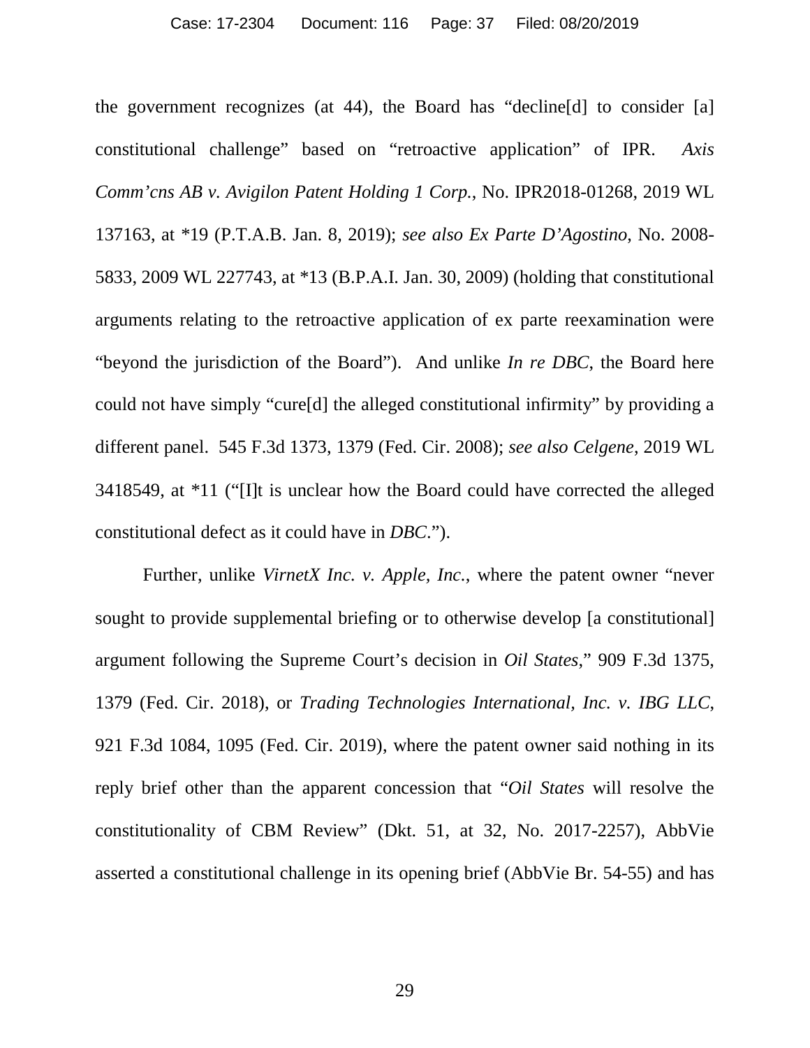the government recognizes (at 44), the Board has "decline[d] to consider [a] constitutional challenge" based on "retroactive application" of IPR. *Axis Comm'cns AB v. Avigilon Patent Holding 1 Corp.*, No. IPR2018-01268, 2019 WL 137163, at *19 (P.T.A.B. Jan. 8, 2019); *see also Ex Parte D'Agostino*, No. 2008-5833, 2009 WL 227743, at *13 (B.P.A.I. Jan. 30, 2009) (holding that constitutional arguments relating to the retroactive application of ex parte reexamination were "beyond the jurisdiction of the Board"). And unlike *In re DBC*, the Board here could not have simply "cure[d] the alleged constitutional infirmity" by providing a different panel. 545 F.3d 1373, 1379 (Fed. Cir. 2008); *see also Celgene*, 2019 WL 3418549, at *11 ("[I]t is unclear how the Board could have corrected the alleged constitutional defect as it could have in *DBC*.").

Further, unlike *VirnetX Inc. v. Apple, Inc.*, where the patent owner "never sought to provide supplemental briefing or to otherwise develop [a constitutional] argument following the Supreme Court's decision in *Oil States*," 909 F.3d 1375, 1379 (Fed. Cir. 2018), or *Trading Technologies International, Inc. v. IBG LLC*, 921 F.3d 1084, 1095 (Fed. Cir. 2019), where the patent owner said nothing in its reply brief other than the apparent concession that "*Oil States* will resolve the constitutionality of CBM Review" (Dkt. 51, at 32, No. 2017-2257), AbbVie asserted a constitutional challenge in its opening brief (AbbVie Br. 54-55) and has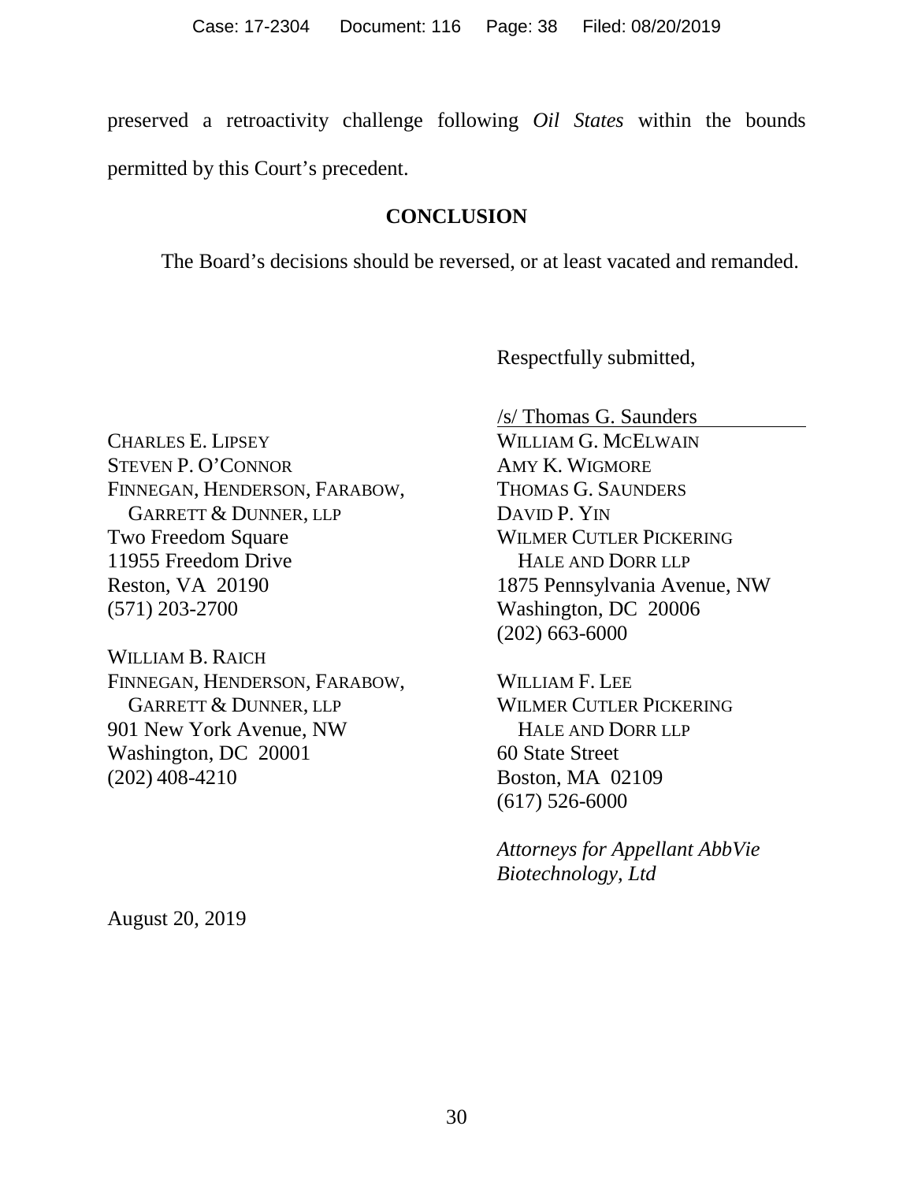preserved a retroactivity challenge following *Oil States* within the bounds permitted by this Court's precedent.

## CONCLUSION

The Board's decisions should be reversed, or at least vacated and remanded.

Respectfully submitted,

/s/ Thomas G. Saunders
WILLIAM G. MCELWAIN
AMY K. WIGMORE
THOMAS G. SAUNDERS
DAVID P. YIN
WILMER CUTLER PICKERING
HALE AND DORR LLP
1875 Pennsylvania Avenue, NW
Washington, DC 20006
(202) 663-6000

WILLIAM F. LEE
WILMER CUTLER PICKERING
HALE AND DORR LLP
60 State Street
Boston, MA 02109
(617) 526-6000

*Attorneys for Appellant AbbVie Biotechnology, Ltd*

CHARLES E. LIPSEY
STEVEN P. O'CONNOR
FINNEGAN, HENDERSON, FARABOW,
GARRETT & DUNNER, LLP
Two Freedom Square
11955 Freedom Drive
Reston, VA 20190
(571) 203-2700

WILLIAM B. RAICH
FINNEGAN, HENDERSON, FARABOW,
GARRETT & DUNNER, LLP
901 New York Avenue, NW
Washington, DC 20001
(202) 408-4210

August 20, 2019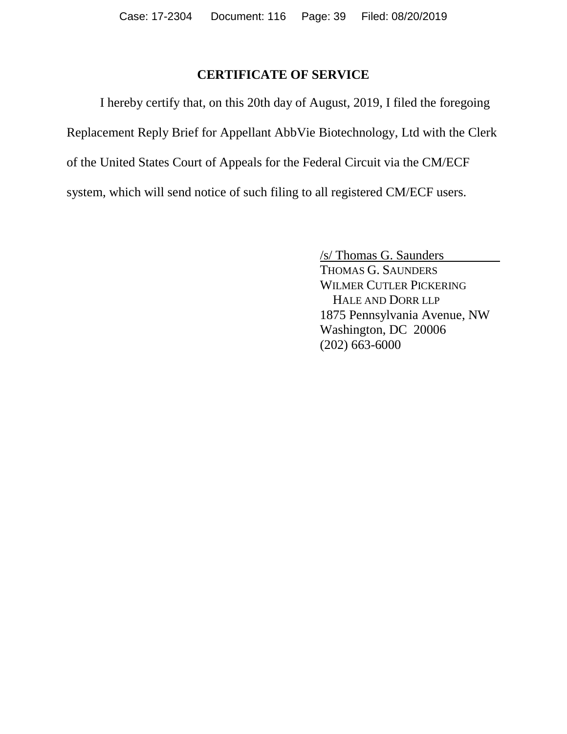## CERTIFICATE OF SERVICE

I hereby certify that, on this 20th day of August, 2019, I filed the foregoing Replacement Reply Brief for Appellant AbbVie Biotechnology, Ltd with the Clerk of the United States Court of Appeals for the Federal Circuit via the CM/ECF system, which will send notice of such filing to all registered CM/ECF users.

/s/ Thomas G. Saunders
THOMAS G. SAUNDERS
WILMER CUTLER PICKERING
HALE AND DORR LLP
1875 Pennsylvania Avenue, NW
Washington, DC 20006
(202) 663-6000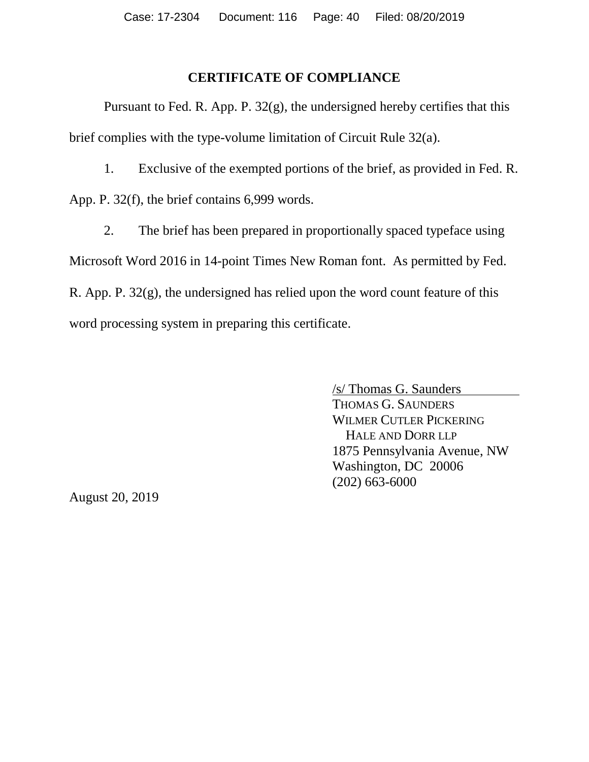## CERTIFICATE OF COMPLIANCE

Pursuant to Fed. R. App. P. 32(g), the undersigned hereby certifies that this brief complies with the type-volume limitation of Circuit Rule 32(a).

1. Exclusive of the exempted portions of the brief, as provided in Fed. R. App. P. 32(f), the brief contains 6,999 words.

2. The brief has been prepared in proportionally spaced typeface using Microsoft Word 2016 in 14-point Times New Roman font. As permitted by Fed. R. App. P. 32(g), the undersigned has relied upon the word count feature of this word processing system in preparing this certificate.

/s/ Thomas G. Saunders
THOMAS G. SAUNDERS
WILMER CUTLER PICKERING
HALE AND DORR LLP
1875 Pennsylvania Avenue, NW
Washington, DC 20006
(202) 663-6000

August 20, 2019